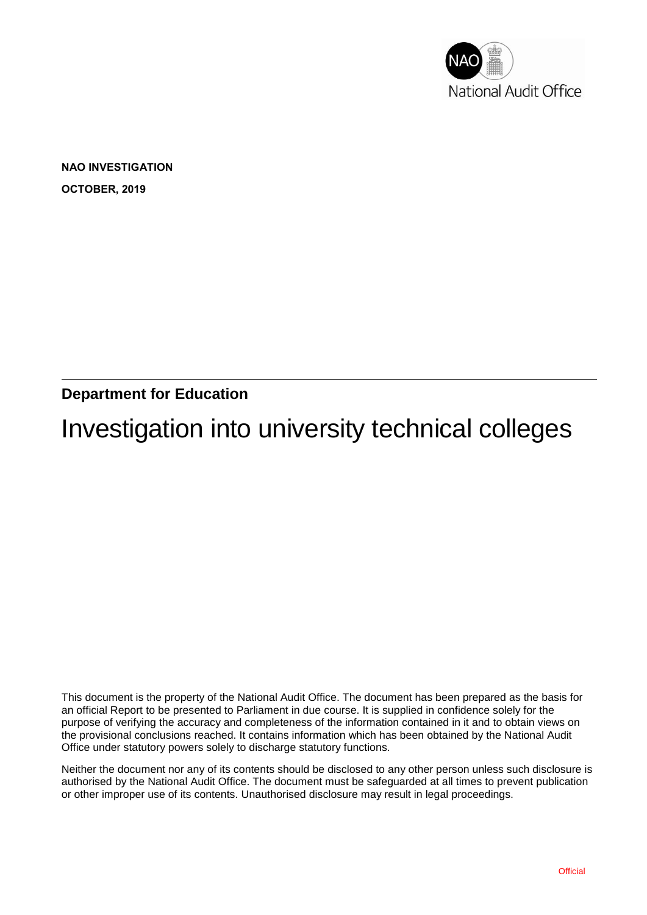National Audit Office

**NAO INVESTIGATION**

**OCTOBER, 2019**

## Department for Education

# Investigation into university technical colleges

This document is the property of the National Audit Office. The document has been prepared as the basis for an official Report to be presented to Parliament in due course. It is supplied in confidence solely for the purpose of verifying the accuracy and completeness of the information contained in it and to obtain views on the provisional conclusions reached. It contains information which has been obtained by the National Audit Office under statutory powers solely to discharge statutory functions.

Neither the document nor any of its contents should be disclosed to any other person unless such disclosure is authorised by the National Audit Office. The document must be safeguarded at all times to prevent publication or other improper use of its contents. Unauthorised disclosure may result in legal proceedings.

Official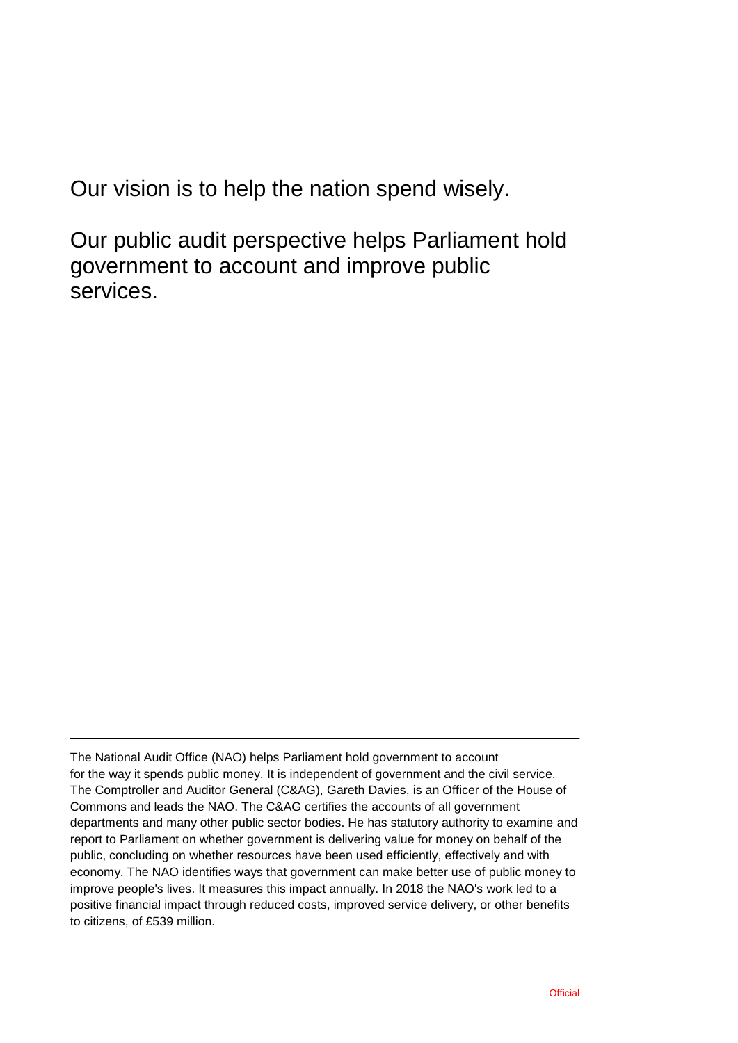Our vision is to help the nation spend wisely.

Our public audit perspective helps Parliament hold government to account and improve public services.

---

The National Audit Office (NAO) helps Parliament hold government to account for the way it spends public money. It is independent of government and the civil service. The Comptroller and Auditor General (C&AG), Gareth Davies, is an Officer of the House of Commons and leads the NAO. The C&AG certifies the accounts of all government departments and many other public sector bodies. He has statutory authority to examine and report to Parliament on whether government is delivering value for money on behalf of the public, concluding on whether resources have been used efficiently, effectively and with economy. The NAO identifies ways that government can make better use of public money to improve people's lives. It measures this impact annually. In 2018 the NAO's work led to a positive financial impact through reduced costs, improved service delivery, or other benefits to citizens, of £539 million.

Official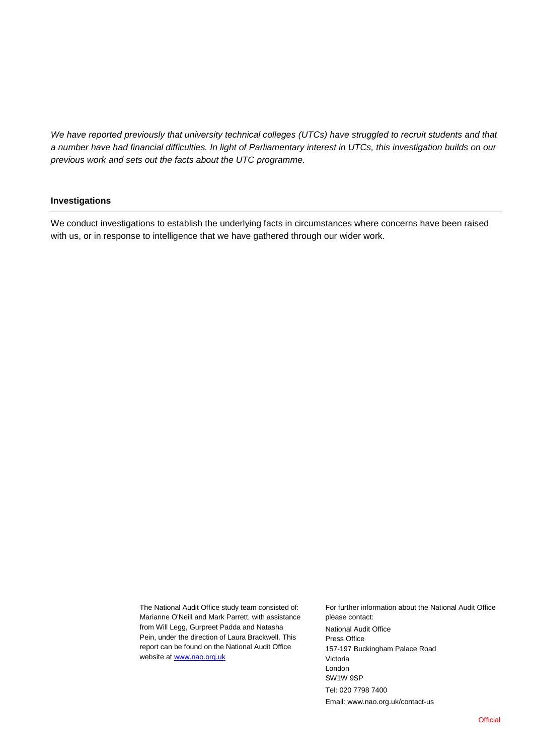*We have reported previously that university technical colleges (UTCs) have struggled to recruit students and that a number have had financial difficulties. In light of Parliamentary interest in UTCs, this investigation builds on our previous work and sets out the facts about the UTC programme.*

**Investigations**

We conduct investigations to establish the underlying facts in circumstances where concerns have been raised with us, or in response to intelligence that we have gathered through our wider work.

The National Audit Office study team consisted of: Marianne O'Neill and Mark Parrett, with assistance from Will Legg, Gurpreet Padda and Natasha Pein, under the direction of Laura Brackwell. This report can be found on the National Audit Office website at [www.nao.org.uk](www.nao.org.uk)

For further information about the National Audit Office please contact:

National Audit Office
Press Office
157-197 Buckingham Palace Road
Victoria
London
SW1W 9SP

Tel: 020 7798 7400

Email: www.nao.org.uk/contact-us

Official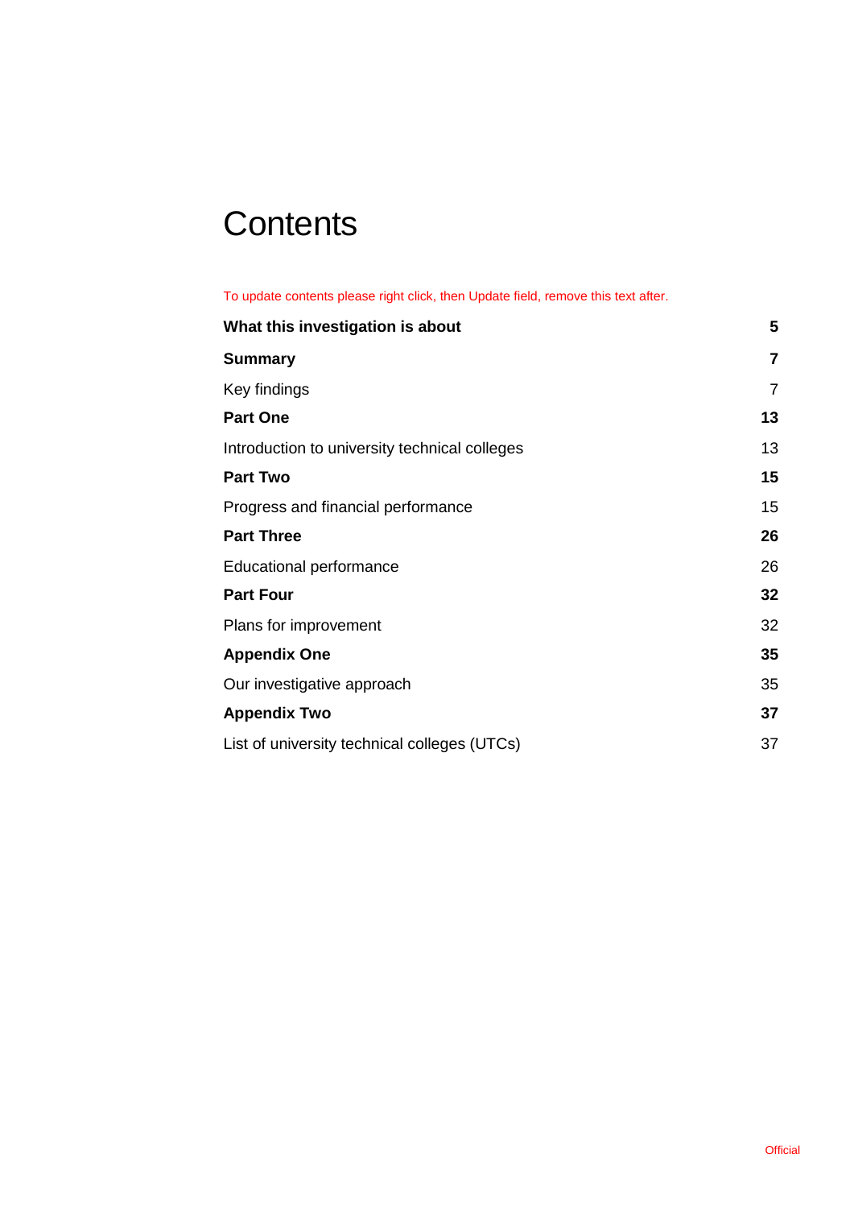# Contents

To update contents please right click, then Update field, remove this text after.

| | |
|---|---|
| **What this investigation is about** | **5** |
| **Summary** | **7** |
| Key findings | 7 |
| **Part One** | **13** |
| Introduction to university technical colleges | 13 |
| **Part Two** | **15** |
| Progress and financial performance | 15 |
| **Part Three** | **26** |
| Educational performance | 26 |
| **Part Four** | **32** |
| Plans for improvement | 32 |
| **Appendix One** | **35** |
| Our investigative approach | 35 |
| **Appendix Two** | **37** |
| List of university technical colleges (UTCs) | 37 |

Official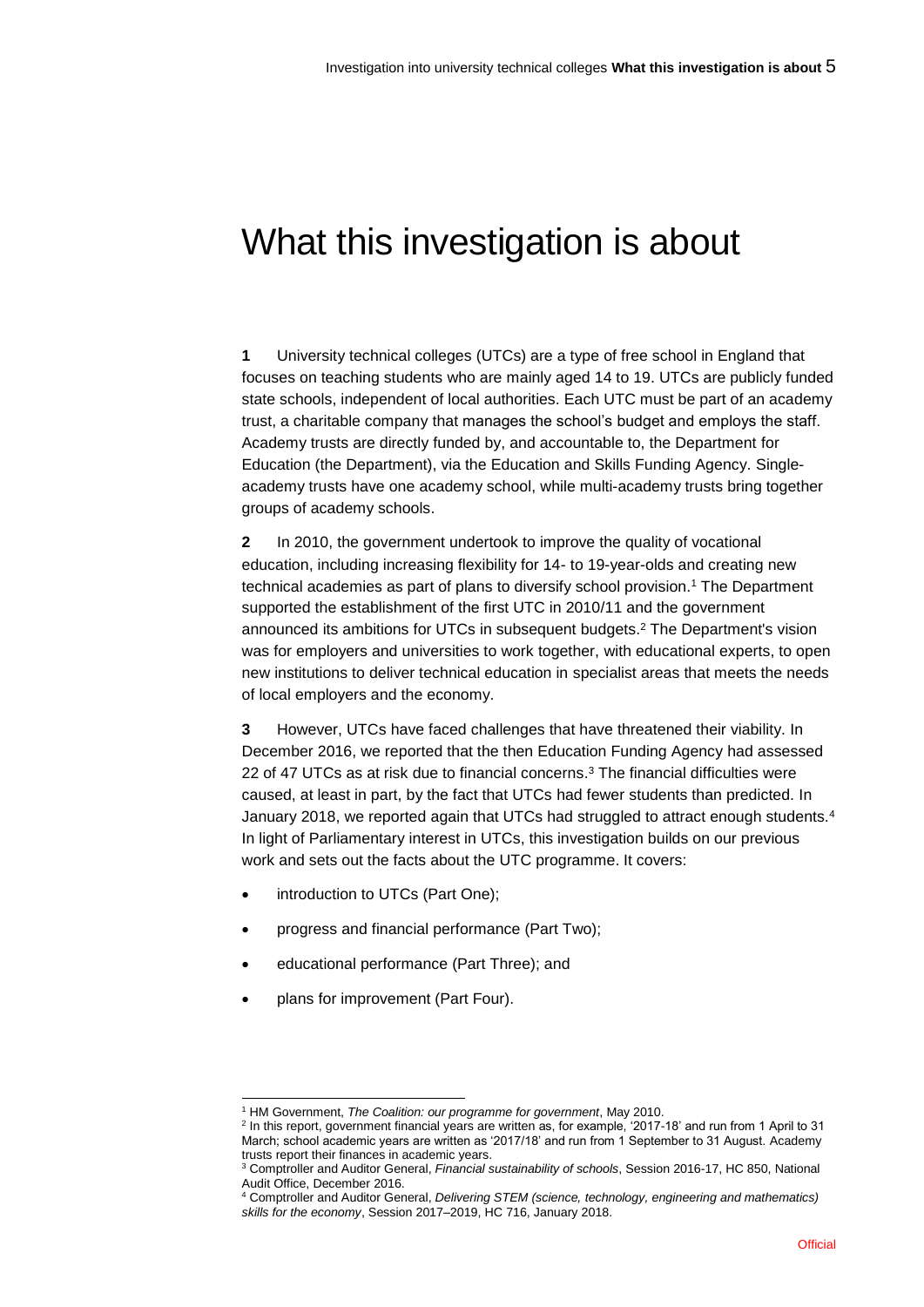# What this investigation is about

**1** University technical colleges (UTCs) are a type of free school in England that focuses on teaching students who are mainly aged 14 to 19. UTCs are publicly funded state schools, independent of local authorities. Each UTC must be part of an academy trust, a charitable company that manages the school's budget and employs the staff. Academy trusts are directly funded by, and accountable to, the Department for Education (the Department), via the Education and Skills Funding Agency. Single-academy trusts have one academy school, while multi-academy trusts bring together groups of academy schools.

**2** In 2010, the government undertook to improve the quality of vocational education, including increasing flexibility for 14- to 19-year-olds and creating new technical academies as part of plans to diversify school provision.[1] The Department supported the establishment of the first UTC in 2010/11 and the government announced its ambitions for UTCs in subsequent budgets.[2] The Department's vision was for employers and universities to work together, with educational experts, to open new institutions to deliver technical education in specialist areas that meets the needs of local employers and the economy.

**3** However, UTCs have faced challenges that have threatened their viability. In December 2016, we reported that the then Education Funding Agency had assessed 22 of 47 UTCs as at risk due to financial concerns.[3] The financial difficulties were caused, at least in part, by the fact that UTCs had fewer students than predicted. In January 2018, we reported again that UTCs had struggled to attract enough students.[4] In light of Parliamentary interest in UTCs, this investigation builds on our previous work and sets out the facts about the UTC programme. It covers:

- introduction to UTCs (Part One);
- progress and financial performance (Part Two);
- educational performance (Part Three); and
- plans for improvement (Part Four).

---

[1] HM Government, *The Coalition: our programme for government*, May 2010.

[2] In this report, government financial years are written as, for example, '2017-18' and run from 1 April to 31 March; school academic years are written as '2017/18' and run from 1 September to 31 August. Academy trusts report their finances in academic years.

[3] Comptroller and Auditor General, *Financial sustainability of schools*, Session 2016-17, HC 850, National Audit Office, December 2016.

[4] Comptroller and Auditor General, *Delivering STEM (science, technology, engineering and mathematics) skills for the economy*, Session 2017–2019, HC 716, January 2018.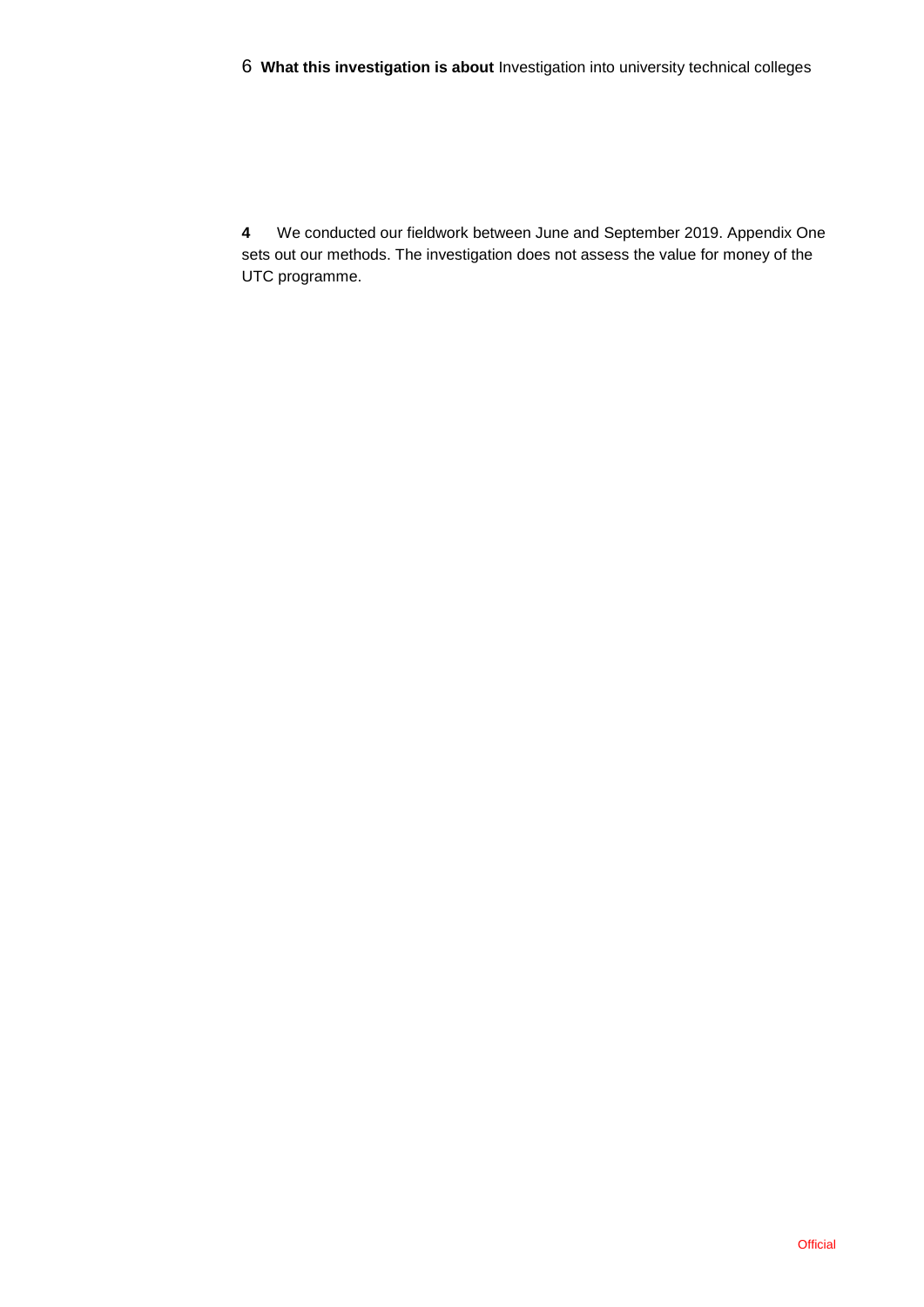**4** We conducted our fieldwork between June and September 2019. Appendix One sets out our methods. The investigation does not assess the value for money of the UTC programme.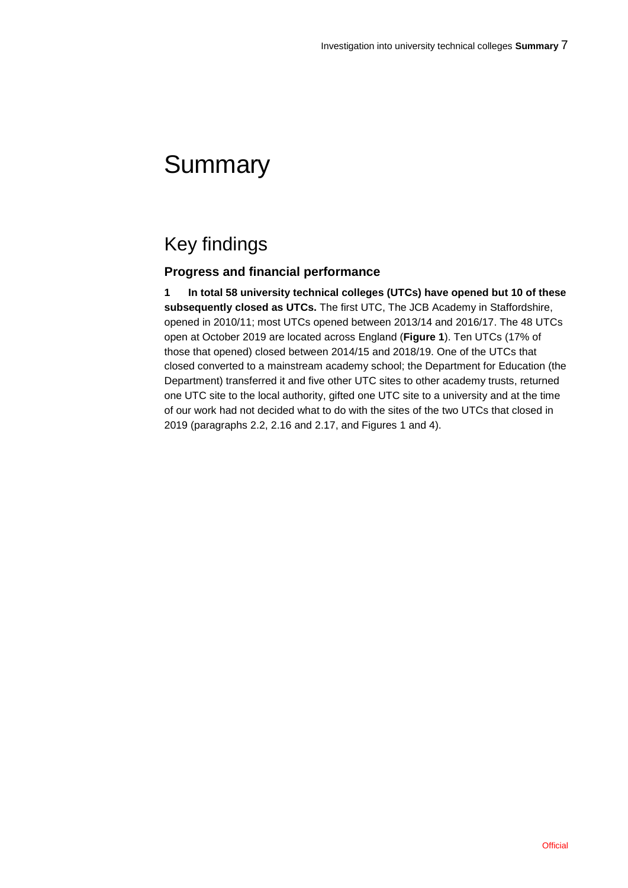# Summary

## Key findings

### Progress and financial performance

**1 In total 58 university technical colleges (UTCs) have opened but 10 of these subsequently closed as UTCs.** The first UTC, The JCB Academy in Staffordshire, opened in 2010/11; most UTCs opened between 2013/14 and 2016/17. The 48 UTCs open at October 2019 are located across England (**Figure 1**). Ten UTCs (17% of those that opened) closed between 2014/15 and 2018/19. One of the UTCs that closed converted to a mainstream academy school; the Department for Education (the Department) transferred it and five other UTC sites to other academy trusts, returned one UTC site to the local authority, gifted one UTC site to a university and at the time of our work had not decided what to do with the sites of the two UTCs that closed in 2019 (paragraphs 2.2, 2.16 and 2.17, and Figures 1 and 4).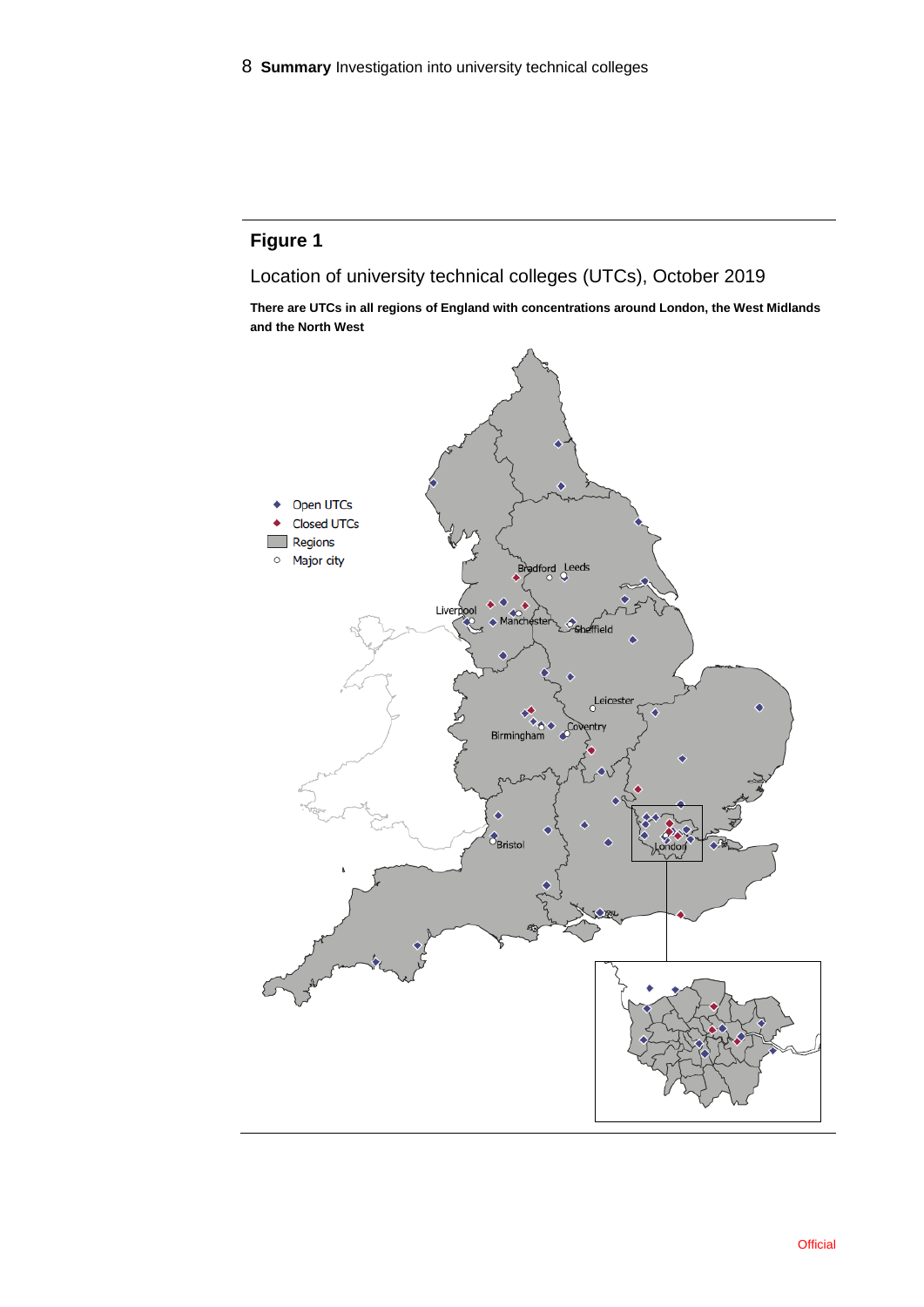## Figure 1

Location of university technical colleges (UTCs), October 2019

**There are UTCs in all regions of England with concentrations around London, the West Midlands and the North West**

◆ Open UTCs
◆ Closed UTCs
Regions
○ Major city

Bradford, Leeds, Liverpool, Manchester, Sheffield, Leicester, Coventry, Birmingham, Bristol, London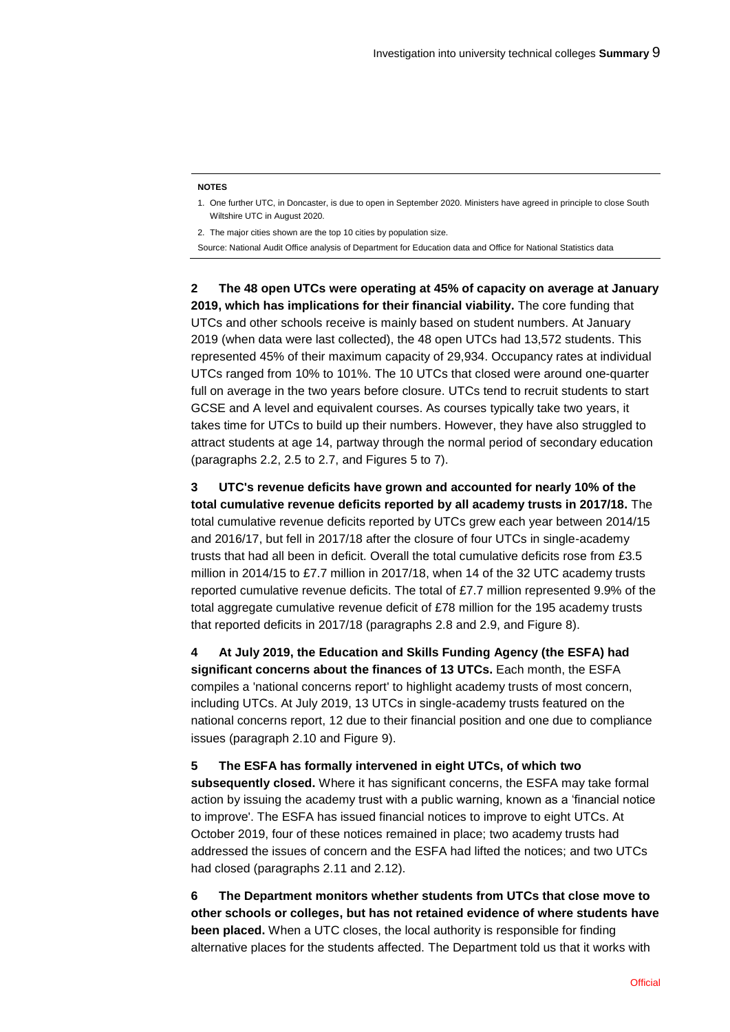**NOTES**

1. One further UTC, in Doncaster, is due to open in September 2020. Ministers have agreed in principle to close South Wiltshire UTC in August 2020.
2. The major cities shown are the top 10 cities by population size.

Source: National Audit Office analysis of Department for Education data and Office for National Statistics data

**2 The 48 open UTCs were operating at 45% of capacity on average at January 2019, which has implications for their financial viability.** The core funding that UTCs and other schools receive is mainly based on student numbers. At January 2019 (when data were last collected), the 48 open UTCs had 13,572 students. This represented 45% of their maximum capacity of 29,934. Occupancy rates at individual UTCs ranged from 10% to 101%. The 10 UTCs that closed were around one-quarter full on average in the two years before closure. UTCs tend to recruit students to start GCSE and A level and equivalent courses. As courses typically take two years, it takes time for UTCs to build up their numbers. However, they have also struggled to attract students at age 14, partway through the normal period of secondary education (paragraphs 2.2, 2.5 to 2.7, and Figures 5 to 7).

**3 UTC's revenue deficits have grown and accounted for nearly 10% of the total cumulative revenue deficits reported by all academy trusts in 2017/18.** The total cumulative revenue deficits reported by UTCs grew each year between 2014/15 and 2016/17, but fell in 2017/18 after the closure of four UTCs in single-academy trusts that had all been in deficit. Overall the total cumulative deficits rose from £3.5 million in 2014/15 to £7.7 million in 2017/18, when 14 of the 32 UTC academy trusts reported cumulative revenue deficits. The total of £7.7 million represented 9.9% of the total aggregate cumulative revenue deficit of £78 million for the 195 academy trusts that reported deficits in 2017/18 (paragraphs 2.8 and 2.9, and Figure 8).

**4 At July 2019, the Education and Skills Funding Agency (the ESFA) had significant concerns about the finances of 13 UTCs.** Each month, the ESFA compiles a 'national concerns report' to highlight academy trusts of most concern, including UTCs. At July 2019, 13 UTCs in single-academy trusts featured on the national concerns report, 12 due to their financial position and one due to compliance issues (paragraph 2.10 and Figure 9).

**5 The ESFA has formally intervened in eight UTCs, of which two subsequently closed.** Where it has significant concerns, the ESFA may take formal action by issuing the academy trust with a public warning, known as a 'financial notice to improve'. The ESFA has issued financial notices to improve to eight UTCs. At October 2019, four of these notices remained in place; two academy trusts had addressed the issues of concern and the ESFA had lifted the notices; and two UTCs had closed (paragraphs 2.11 and 2.12).

**6 The Department monitors whether students from UTCs that close move to other schools or colleges, but has not retained evidence of where students have been placed.** When a UTC closes, the local authority is responsible for finding alternative places for the students affected. The Department told us that it works with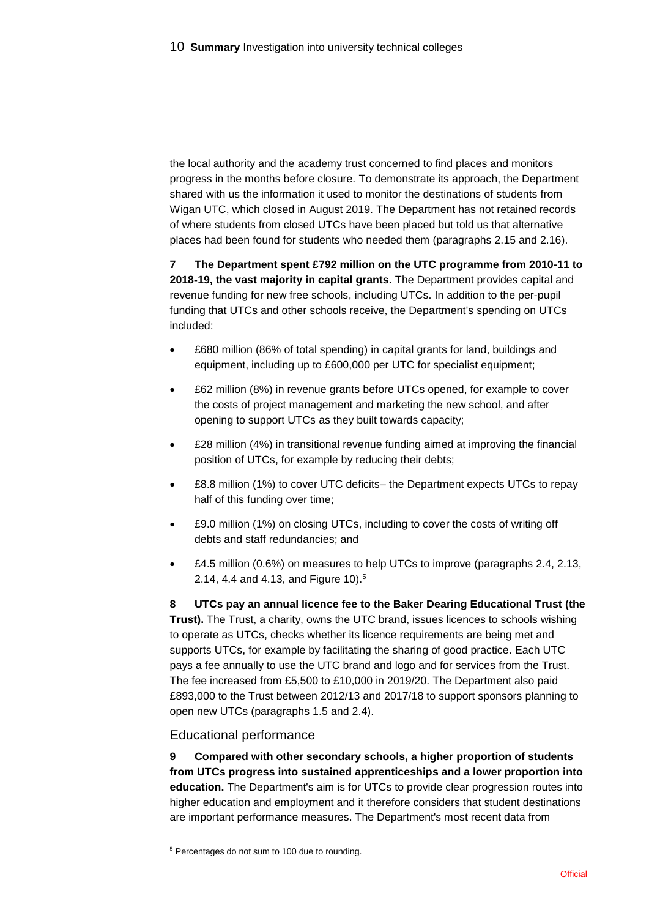the local authority and the academy trust concerned to find places and monitors progress in the months before closure. To demonstrate its approach, the Department shared with us the information it used to monitor the destinations of students from Wigan UTC, which closed in August 2019. The Department has not retained records of where students from closed UTCs have been placed but told us that alternative places had been found for students who needed them (paragraphs 2.15 and 2.16).

**7 The Department spent £792 million on the UTC programme from 2010-11 to 2018-19, the vast majority in capital grants.** The Department provides capital and revenue funding for new free schools, including UTCs. In addition to the per-pupil funding that UTCs and other schools receive, the Department's spending on UTCs included:

- £680 million (86% of total spending) in capital grants for land, buildings and equipment, including up to £600,000 per UTC for specialist equipment;
- £62 million (8%) in revenue grants before UTCs opened, for example to cover the costs of project management and marketing the new school, and after opening to support UTCs as they built towards capacity;
- £28 million (4%) in transitional revenue funding aimed at improving the financial position of UTCs, for example by reducing their debts;
- £8.8 million (1%) to cover UTC deficits– the Department expects UTCs to repay half of this funding over time;
- £9.0 million (1%) on closing UTCs, including to cover the costs of writing off debts and staff redundancies; and
- £4.5 million (0.6%) on measures to help UTCs to improve (paragraphs 2.4, 2.13, 2.14, 4.4 and 4.13, and Figure 10).[5]

**8 UTCs pay an annual licence fee to the Baker Dearing Educational Trust (the Trust).** The Trust, a charity, owns the UTC brand, issues licences to schools wishing to operate as UTCs, checks whether its licence requirements are being met and supports UTCs, for example by facilitating the sharing of good practice. Each UTC pays a fee annually to use the UTC brand and logo and for services from the Trust. The fee increased from £5,500 to £10,000 in 2019/20. The Department also paid £893,000 to the Trust between 2012/13 and 2017/18 to support sponsors planning to open new UTCs (paragraphs 1.5 and 2.4).

## Educational performance

**9 Compared with other secondary schools, a higher proportion of students from UTCs progress into sustained apprenticeships and a lower proportion into education.** The Department's aim is for UTCs to provide clear progression routes into higher education and employment and it therefore considers that student destinations are important performance measures. The Department's most recent data from

[5] Percentages do not sum to 100 due to rounding.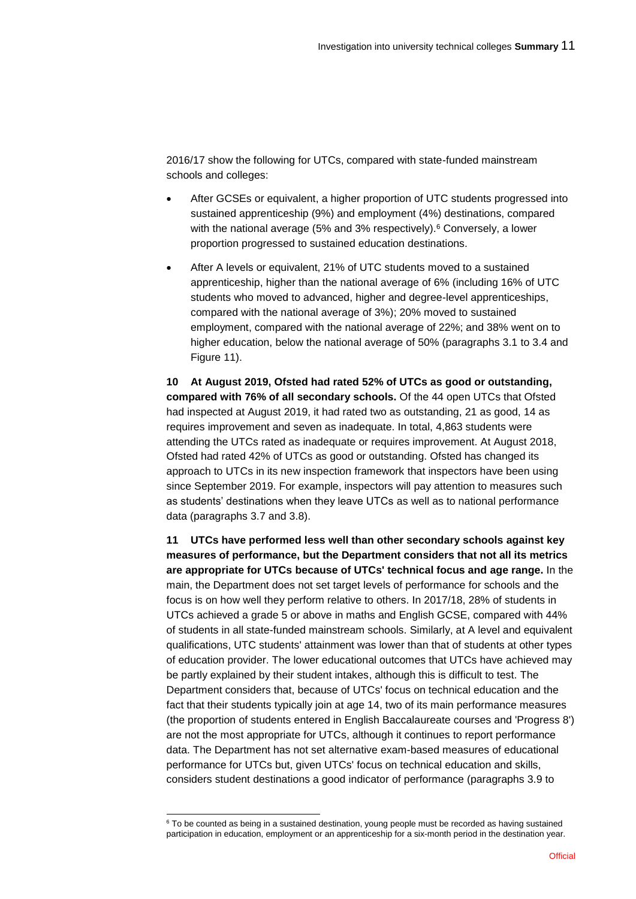2016/17 show the following for UTCs, compared with state-funded mainstream schools and colleges:

- After GCSEs or equivalent, a higher proportion of UTC students progressed into sustained apprenticeship (9%) and employment (4%) destinations, compared with the national average (5% and 3% respectively).[6] Conversely, a lower proportion progressed to sustained education destinations.
- After A levels or equivalent, 21% of UTC students moved to a sustained apprenticeship, higher than the national average of 6% (including 16% of UTC students who moved to advanced, higher and degree-level apprenticeships, compared with the national average of 3%); 20% moved to sustained employment, compared with the national average of 22%; and 38% went on to higher education, below the national average of 50% (paragraphs 3.1 to 3.4 and Figure 11).

**10 At August 2019, Ofsted had rated 52% of UTCs as good or outstanding, compared with 76% of all secondary schools.** Of the 44 open UTCs that Ofsted had inspected at August 2019, it had rated two as outstanding, 21 as good, 14 as requires improvement and seven as inadequate. In total, 4,863 students were attending the UTCs rated as inadequate or requires improvement. At August 2018, Ofsted had rated 42% of UTCs as good or outstanding. Ofsted has changed its approach to UTCs in its new inspection framework that inspectors have been using since September 2019. For example, inspectors will pay attention to measures such as students' destinations when they leave UTCs as well as to national performance data (paragraphs 3.7 and 3.8).

**11 UTCs have performed less well than other secondary schools against key measures of performance, but the Department considers that not all its metrics are appropriate for UTCs because of UTCs' technical focus and age range.** In the main, the Department does not set target levels of performance for schools and the focus is on how well they perform relative to others. In 2017/18, 28% of students in UTCs achieved a grade 5 or above in maths and English GCSE, compared with 44% of students in all state-funded mainstream schools. Similarly, at A level and equivalent qualifications, UTC students' attainment was lower than that of students at other types of education provider. The lower educational outcomes that UTCs have achieved may be partly explained by their student intakes, although this is difficult to test. The Department considers that, because of UTCs' focus on technical education and the fact that their students typically join at age 14, two of its main performance measures (the proportion of students entered in English Baccalaureate courses and 'Progress 8') are not the most appropriate for UTCs, although it continues to report performance data. The Department has not set alternative exam-based measures of educational performance for UTCs but, given UTCs' focus on technical education and skills, considers student destinations a good indicator of performance (paragraphs 3.9 to

[6] To be counted as being in a sustained destination, young people must be recorded as having sustained participation in education, employment or an apprenticeship for a six-month period in the destination year.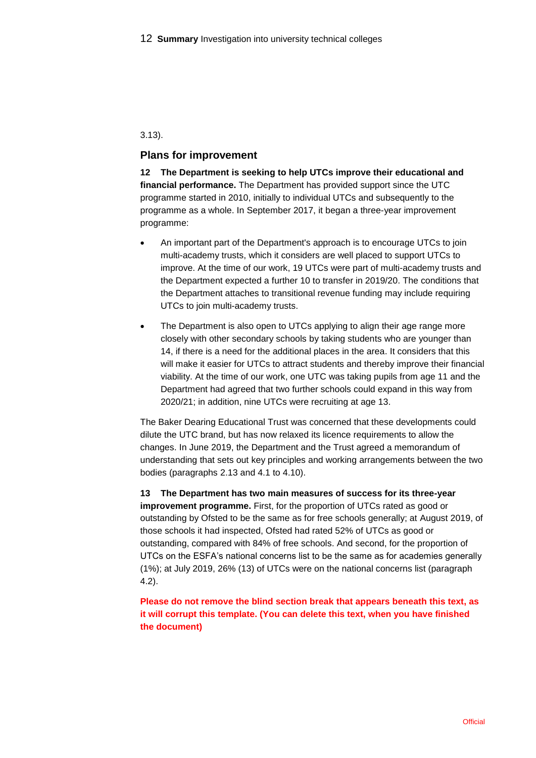3.13).

## Plans for improvement

**12 The Department is seeking to help UTCs improve their educational and financial performance.** The Department has provided support since the UTC programme started in 2010, initially to individual UTCs and subsequently to the programme as a whole. In September 2017, it began a three-year improvement programme:

- An important part of the Department's approach is to encourage UTCs to join multi-academy trusts, which it considers are well placed to support UTCs to improve. At the time of our work, 19 UTCs were part of multi-academy trusts and the Department expected a further 10 to transfer in 2019/20. The conditions that the Department attaches to transitional revenue funding may include requiring UTCs to join multi-academy trusts.

- The Department is also open to UTCs applying to align their age range more closely with other secondary schools by taking students who are younger than 14, if there is a need for the additional places in the area. It considers that this will make it easier for UTCs to attract students and thereby improve their financial viability. At the time of our work, one UTC was taking pupils from age 11 and the Department had agreed that two further schools could expand in this way from 2020/21; in addition, nine UTCs were recruiting at age 13.

The Baker Dearing Educational Trust was concerned that these developments could dilute the UTC brand, but has now relaxed its licence requirements to allow the changes. In June 2019, the Department and the Trust agreed a memorandum of understanding that sets out key principles and working arrangements between the two bodies (paragraphs 2.13 and 4.1 to 4.10).

**13 The Department has two main measures of success for its three-year improvement programme.** First, for the proportion of UTCs rated as good or outstanding by Ofsted to be the same as for free schools generally; at August 2019, of those schools it had inspected, Ofsted had rated 52% of UTCs as good or outstanding, compared with 84% of free schools. And second, for the proportion of UTCs on the ESFA's national concerns list to be the same as for academies generally (1%); at July 2019, 26% (13) of UTCs were on the national concerns list (paragraph 4.2).

**Please do not remove the blind section break that appears beneath this text, as it will corrupt this template. (You can delete this text, when you have finished the document)**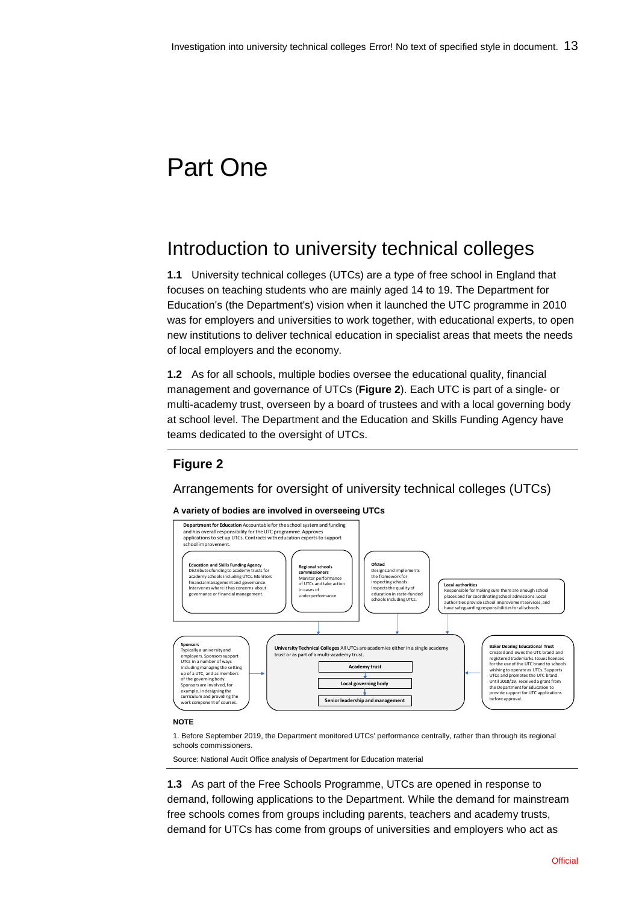# Part One

## Introduction to university technical colleges

**1.1** University technical colleges (UTCs) are a type of free school in England that focuses on teaching students who are mainly aged 14 to 19. The Department for Education's (the Department's) vision when it launched the UTC programme in 2010 was for employers and universities to work together, with educational experts, to open new institutions to deliver technical education in specialist areas that meets the needs of local employers and the economy.

**1.2** As for all schools, multiple bodies oversee the educational quality, financial management and governance of UTCs (**Figure 2**). Each UTC is part of a single- or multi-academy trust, overseen by a board of trustees and with a local governing body at school level. The Department and the Education and Skills Funding Agency have teams dedicated to the oversight of UTCs.

### Figure 2

Arrangements for oversight of university technical colleges (UTCs)

**A variety of bodies are involved in overseeing UTCs**

**Department for Education** Accountable for the school system and funding and has overall responsibility for the UTC programme. Approves applications to set up UTCs. Contracts with education experts to support school improvement.

- **Education and Skills Funding Agency** Distributes funding to academy trusts for academy schools including UTCs. Monitors financial management and governance. Intervenes where it has concerns about governance or financial management.
- **Regional schools commissioners** Monitor performance of UTCs and take action in cases of underperformance.

**Ofsted** Designs and implements the framework for inspecting schools. Inspects the quality of education in state-funded schools including UTCs.

**Local authorities** Responsible for making sure there are enough school places and for coordinating school admissions. Local authorities provide school improvement services, and have safeguarding responsibilities for all schools.

**Sponsors** Typically a university and employers. Sponsors support UTCs in a number of ways including managing the setting up of a UTC, and as members of the governing body. Sponsors are involved, for example, in designing the curriculum and providing the work component of courses.

**University Technical Colleges** All UTCs are academies either in a single academy trust or as part of a multi-academy trust.

- Academy trust
- Local governing body
- Senior leadership and management

**Baker Dearing Educational Trust** Created and owns the UTC brand and registered trademarks. Issues licences for the use of the UTC brand to schools wishing to operate as UTCs. Supports UTCs and promotes the UTC brand. Until 2018/19, received a grant from the Department for Education to provide support for UTC applications before approval.

**NOTE**

1. Before September 2019, the Department monitored UTCs' performance centrally, rather than through its regional schools commissioners.

Source: National Audit Office analysis of Department for Education material

**1.3** As part of the Free Schools Programme, UTCs are opened in response to demand, following applications to the Department. While the demand for mainstream free schools comes from groups including parents, teachers and academy trusts, demand for UTCs has come from groups of universities and employers who act as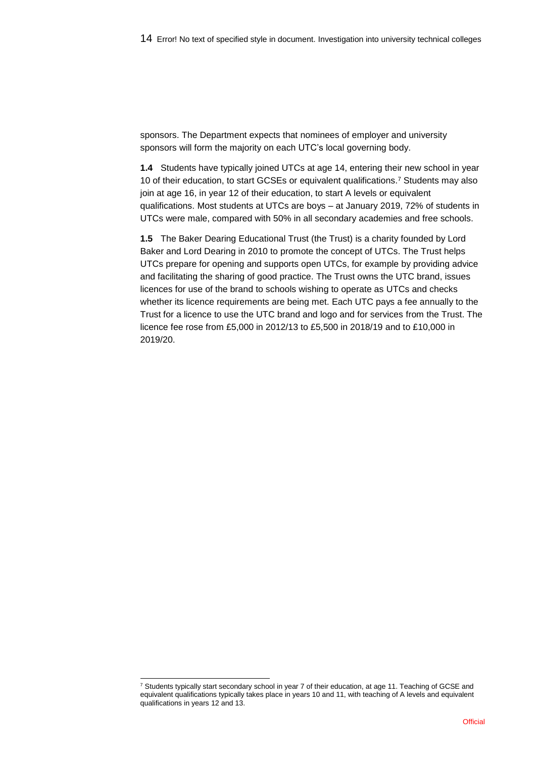sponsors. The Department expects that nominees of employer and university sponsors will form the majority on each UTC's local governing body.

**1.4** Students have typically joined UTCs at age 14, entering their new school in year 10 of their education, to start GCSEs or equivalent qualifications.[7] Students may also join at age 16, in year 12 of their education, to start A levels or equivalent qualifications. Most students at UTCs are boys – at January 2019, 72% of students in UTCs were male, compared with 50% in all secondary academies and free schools.

**1.5** The Baker Dearing Educational Trust (the Trust) is a charity founded by Lord Baker and Lord Dearing in 2010 to promote the concept of UTCs. The Trust helps UTCs prepare for opening and supports open UTCs, for example by providing advice and facilitating the sharing of good practice. The Trust owns the UTC brand, issues licences for use of the brand to schools wishing to operate as UTCs and checks whether its licence requirements are being met. Each UTC pays a fee annually to the Trust for a licence to use the UTC brand and logo and for services from the Trust. The licence fee rose from £5,000 in 2012/13 to £5,500 in 2018/19 and to £10,000 in 2019/20.

[7] Students typically start secondary school in year 7 of their education, at age 11. Teaching of GCSE and equivalent qualifications typically takes place in years 10 and 11, with teaching of A levels and equivalent qualifications in years 12 and 13.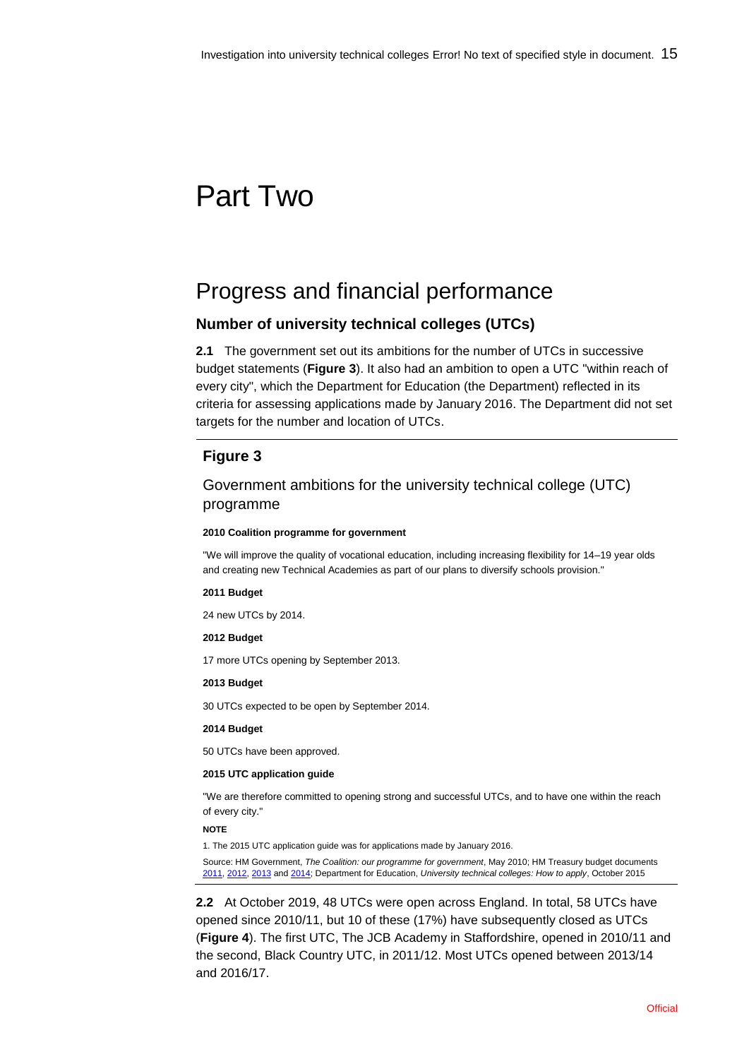# Part Two

## Progress and financial performance

### Number of university technical colleges (UTCs)

**2.1** The government set out its ambitions for the number of UTCs in successive budget statements (**Figure 3**). It also had an ambition to open a UTC "within reach of every city", which the Department for Education (the Department) reflected in its criteria for assessing applications made by January 2016. The Department did not set targets for the number and location of UTCs.

### Figure 3

Government ambitions for the university technical college (UTC) programme

**2010 Coalition programme for government**

"We will improve the quality of vocational education, including increasing flexibility for 14–19 year olds and creating new Technical Academies as part of our plans to diversify schools provision."

**2011 Budget**

24 new UTCs by 2014.

**2012 Budget**

17 more UTCs opening by September 2013.

**2013 Budget**

30 UTCs expected to be open by September 2014.

**2014 Budget**

50 UTCs have been approved.

**2015 UTC application guide**

"We are therefore committed to opening strong and successful UTCs, and to have one within the reach of every city."

**NOTE**

1. The 2015 UTC application guide was for applications made by January 2016.

Source: HM Government, *The Coalition: our programme for government*, May 2010; HM Treasury budget documents 2011, 2012, 2013 and 2014; Department for Education, *University technical colleges: How to apply*, October 2015

**2.2** At October 2019, 48 UTCs were open across England. In total, 58 UTCs have opened since 2010/11, but 10 of these (17%) have subsequently closed as UTCs (**Figure 4**). The first UTC, The JCB Academy in Staffordshire, opened in 2010/11 and the second, Black Country UTC, in 2011/12. Most UTCs opened between 2013/14 and 2016/17.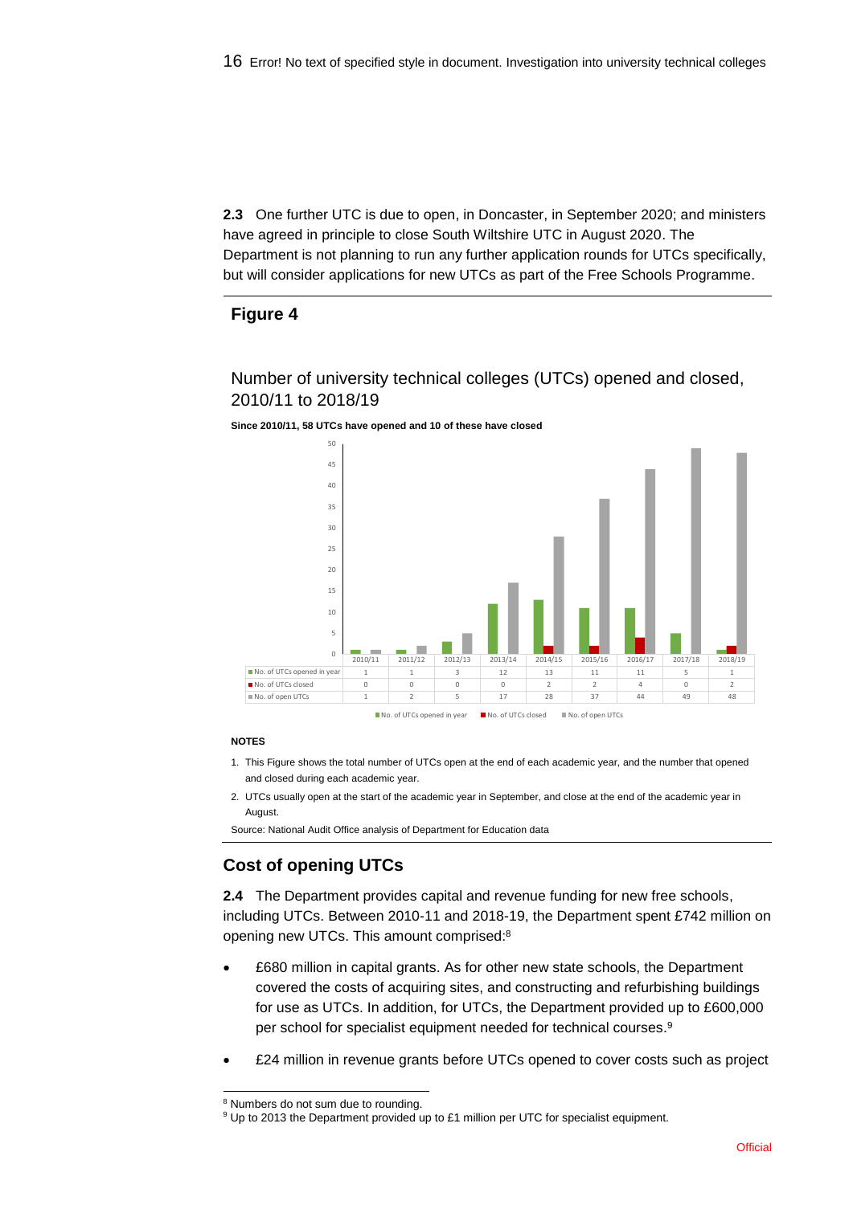**2.3** One further UTC is due to open, in Doncaster, in September 2020; and ministers have agreed in principle to close South Wiltshire UTC in August 2020. The Department is not planning to run any further application rounds for UTCs specifically, but will consider applications for new UTCs as part of the Free Schools Programme.

## Figure 4

### Number of university technical colleges (UTCs) opened and closed, 2010/11 to 2018/19

**Since 2010/11, 58 UTCs have opened and 10 of these have closed**

| | 2010/11 | 2011/12 | 2012/13 | 2013/14 | 2014/15 | 2015/16 | 2016/17 | 2017/18 | 2018/19 |
|---|---|---|---|---|---|---|---|---|---|
| No. of UTCs opened in year | 1 | 1 | 3 | 12 | 13 | 11 | 11 | 5 | 1 |
| No. of UTCs closed | 0 | 0 | 0 | 0 | 2 | 2 | 4 | 0 | 2 |
| No. of open UTCs | 1 | 2 | 5 | 17 | 28 | 37 | 44 | 49 | 48 |

**NOTES**

1. This Figure shows the total number of UTCs open at the end of each academic year, and the number that opened and closed during each academic year.
2. UTCs usually open at the start of the academic year in September, and close at the end of the academic year in August.

Source: National Audit Office analysis of Department for Education data

## Cost of opening UTCs

**2.4** The Department provides capital and revenue funding for new free schools, including UTCs. Between 2010-11 and 2018-19, the Department spent £742 million on opening new UTCs. This amount comprised:[8]

- £680 million in capital grants. As for other new state schools, the Department covered the costs of acquiring sites, and constructing and refurbishing buildings for use as UTCs. In addition, for UTCs, the Department provided up to £600,000 per school for specialist equipment needed for technical courses.[9]
- £24 million in revenue grants before UTCs opened to cover costs such as project

[8] Numbers do not sum due to rounding.

[9] Up to 2013 the Department provided up to £1 million per UTC for specialist equipment.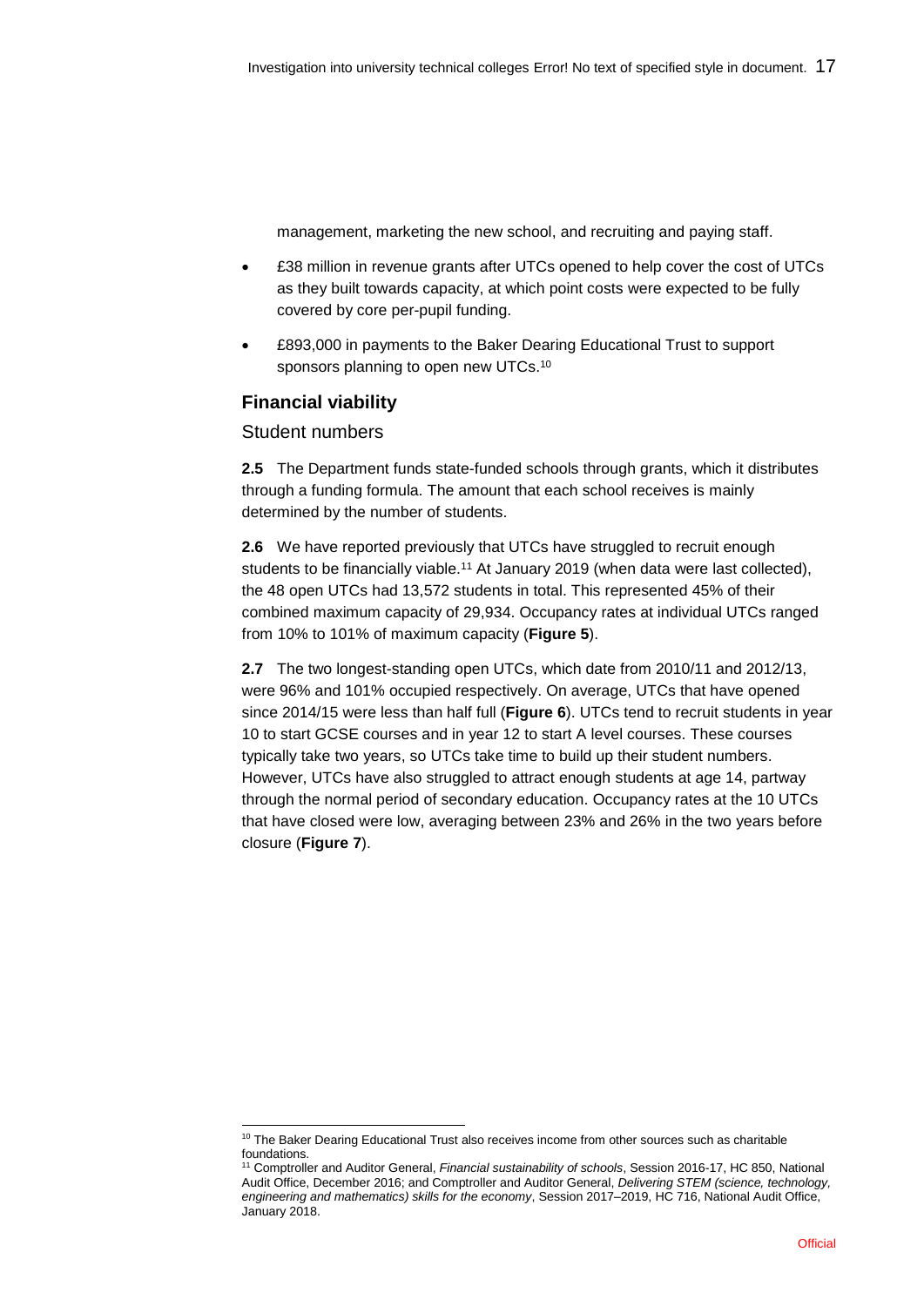management, marketing the new school, and recruiting and paying staff.

- £38 million in revenue grants after UTCs opened to help cover the cost of UTCs as they built towards capacity, at which point costs were expected to be fully covered by core per-pupil funding.
- £893,000 in payments to the Baker Dearing Educational Trust to support sponsors planning to open new UTCs.[10]

## Financial viability

### Student numbers

**2.5** The Department funds state-funded schools through grants, which it distributes through a funding formula. The amount that each school receives is mainly determined by the number of students.

**2.6** We have reported previously that UTCs have struggled to recruit enough students to be financially viable.[11] At January 2019 (when data were last collected), the 48 open UTCs had 13,572 students in total. This represented 45% of their combined maximum capacity of 29,934. Occupancy rates at individual UTCs ranged from 10% to 101% of maximum capacity (**Figure 5**).

**2.7** The two longest-standing open UTCs, which date from 2010/11 and 2012/13, were 96% and 101% occupied respectively. On average, UTCs that have opened since 2014/15 were less than half full (**Figure 6**). UTCs tend to recruit students in year 10 to start GCSE courses and in year 12 to start A level courses. These courses typically take two years, so UTCs take time to build up their student numbers. However, UTCs have also struggled to attract enough students at age 14, partway through the normal period of secondary education. Occupancy rates at the 10 UTCs that have closed were low, averaging between 23% and 26% in the two years before closure (**Figure 7**).

---

[10] The Baker Dearing Educational Trust also receives income from other sources such as charitable foundations.

[11] Comptroller and Auditor General, *Financial sustainability of schools*, Session 2016-17, HC 850, National Audit Office, December 2016; and Comptroller and Auditor General, *Delivering STEM (science, technology, engineering and mathematics) skills for the economy*, Session 2017–2019, HC 716, National Audit Office, January 2018.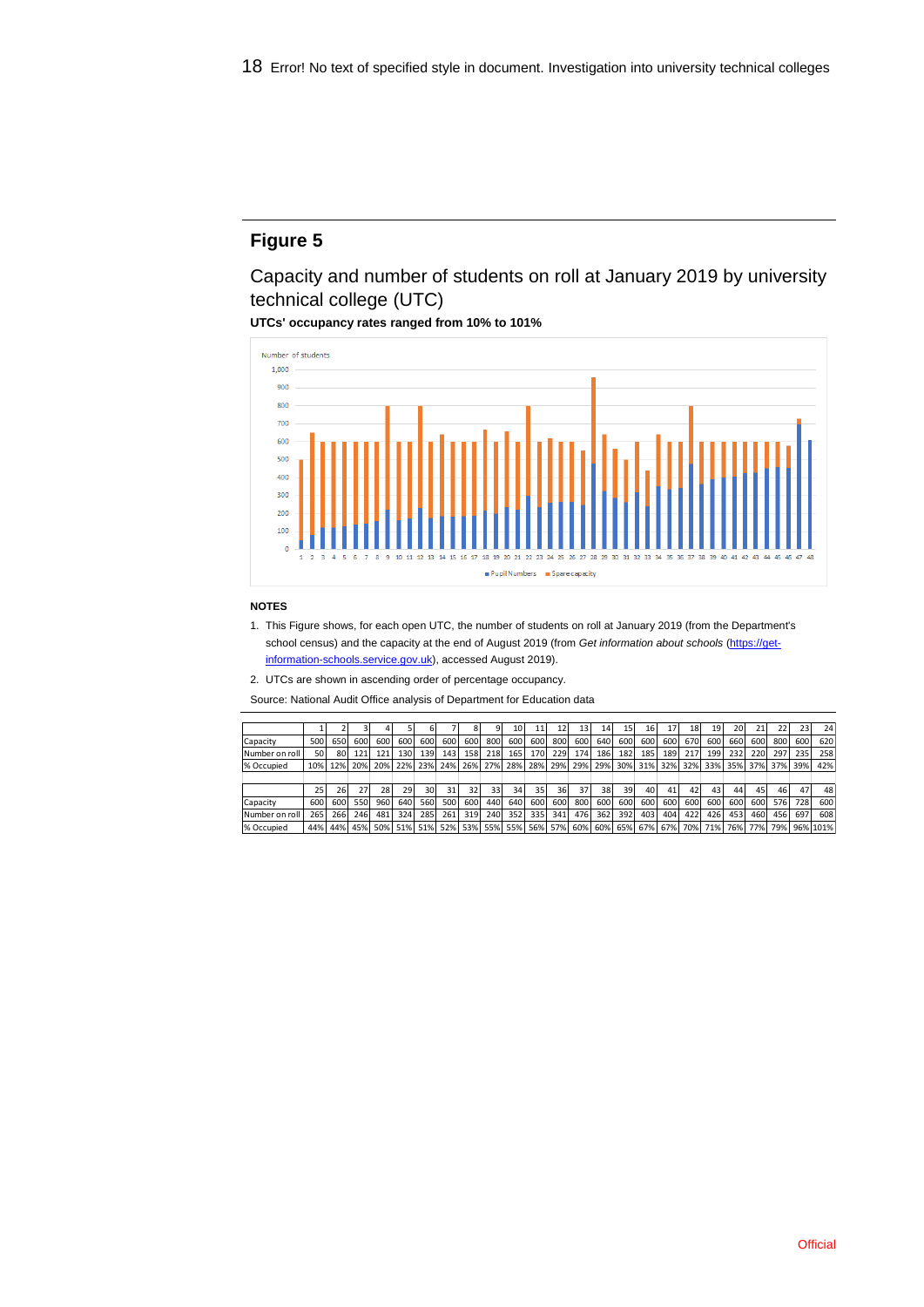## Figure 5

Capacity and number of students on roll at January 2019 by university technical college (UTC)

**UTCs' occupancy rates ranged from 10% to 101%**

**NOTES**

1. This Figure shows, for each open UTC, the number of students on roll at January 2019 (from the Department's school census) and the capacity at the end of August 2019 (from *Get information about schools* (https://get-information-schools.service.gov.uk), accessed August 2019).
2. UTCs are shown in ascending order of percentage occupancy.

Source: National Audit Office analysis of Department for Education data

| | 1 | 2 | 3 | 4 | 5 | 6 | 7 | 8 | 9 | 10 | 11 | 12 | 13 | 14 | 15 | 16 | 17 | 18 | 19 | 20 | 21 | 22 | 23 | 24 |
|---|---|---|---|---|---|---|---|---|---|---|---|---|---|---|---|---|---|---|---|---|---|---|---|---|
| Capacity | 500 | 650 | 600 | 600 | 600 | 600 | 600 | 600 | 800 | 600 | 600 | 800 | 600 | 640 | 600 | 600 | 600 | 670 | 600 | 660 | 600 | 800 | 600 | 620 |
| Number on roll | 50 | 80 | 121 | 121 | 130 | 139 | 143 | 158 | 218 | 165 | 170 | 229 | 174 | 186 | 182 | 185 | 189 | 217 | 199 | 232 | 220 | 297 | 235 | 258 |
| % Occupied | 10% | 12% | 20% | 20% | 22% | 23% | 24% | 26% | 27% | 28% | 28% | 29% | 29% | 29% | 30% | 31% | 32% | 32% | 33% | 35% | 37% | 37% | 39% | 42% |

| | 25 | 26 | 27 | 28 | 29 | 30 | 31 | 32 | 33 | 34 | 35 | 36 | 37 | 38 | 39 | 40 | 41 | 42 | 43 | 44 | 45 | 46 | 47 | 48 |
|---|---|---|---|---|---|---|---|---|---|---|---|---|---|---|---|---|---|---|---|---|---|---|---|---|
| Capacity | 600 | 600 | 550 | 960 | 640 | 560 | 500 | 600 | 440 | 640 | 600 | 600 | 800 | 600 | 600 | 600 | 600 | 600 | 600 | 600 | 600 | 576 | 728 | 600 |
| Number on roll | 265 | 266 | 246 | 481 | 324 | 285 | 261 | 319 | 240 | 352 | 335 | 341 | 476 | 362 | 392 | 403 | 404 | 422 | 426 | 453 | 460 | 456 | 697 | 608 |
| % Occupied | 44% | 44% | 45% | 50% | 51% | 51% | 52% | 53% | 55% | 55% | 56% | 57% | 60% | 60% | 65% | 67% | 67% | 70% | 71% | 76% | 77% | 79% | 96% | 101% |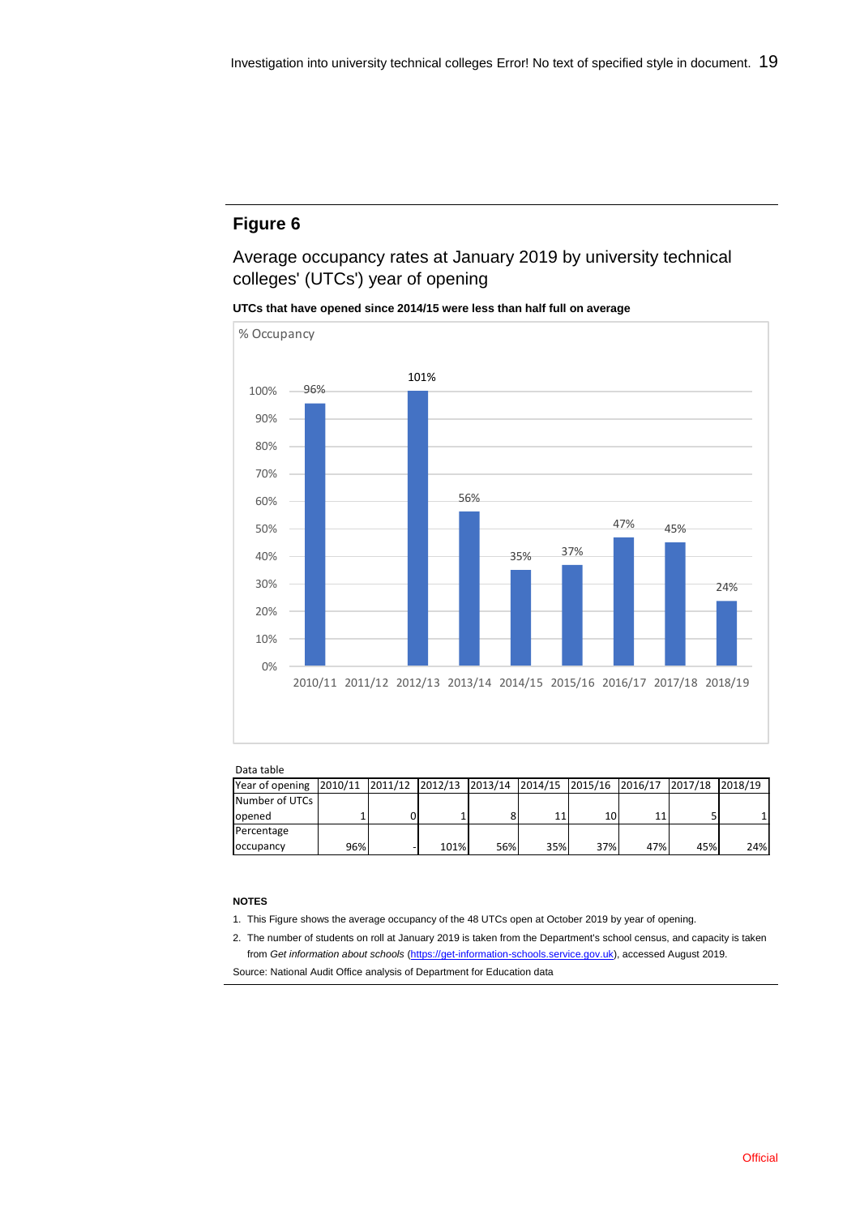## Figure 6

Average occupancy rates at January 2019 by university technical colleges' (UTCs') year of opening

**UTCs that have opened since 2014/15 were less than half full on average**

% Occupancy

Data table

| Year of opening | 2010/11 | 2011/12 | 2012/13 | 2013/14 | 2014/15 | 2015/16 | 2016/17 | 2017/18 | 2018/19 |
|---|---|---|---|---|---|---|---|---|---|
| Number of UTCs opened | 1 | 0 | 1 | 8 | 11 | 10 | 11 | 5 | 1 |
| Percentage occupancy | 96% | - | 101% | 56% | 35% | 37% | 47% | 45% | 24% |

**NOTES**

1. This Figure shows the average occupancy of the 48 UTCs open at October 2019 by year of opening.
2. The number of students on roll at January 2019 is taken from the Department's school census, and capacity is taken from *Get information about schools* (https://get-information-schools.service.gov.uk), accessed August 2019.

Source: National Audit Office analysis of Department for Education data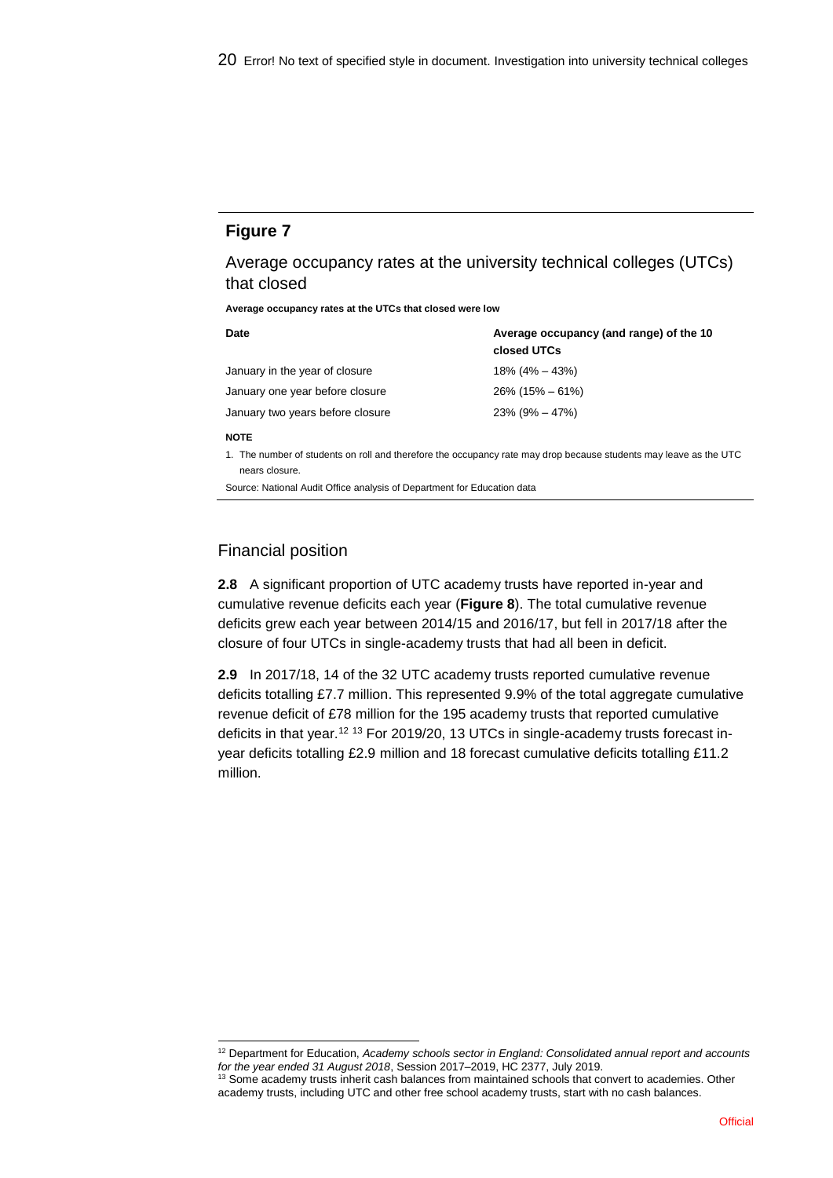## Figure 7

Average occupancy rates at the university technical colleges (UTCs) that closed

**Average occupancy rates at the UTCs that closed were low**

| Date | Average occupancy (and range) of the 10 closed UTCs |
| --- | --- |
| January in the year of closure | 18% (4% – 43%) |
| January one year before closure | 26% (15% – 61%) |
| January two years before closure | 23% (9% – 47%) |

**NOTE**

1. The number of students on roll and therefore the occupancy rate may drop because students may leave as the UTC nears closure.

Source: National Audit Office analysis of Department for Education data

### Financial position

**2.8** A significant proportion of UTC academy trusts have reported in-year and cumulative revenue deficits each year (**Figure 8**). The total cumulative revenue deficits grew each year between 2014/15 and 2016/17, but fell in 2017/18 after the closure of four UTCs in single-academy trusts that had all been in deficit.

**2.9** In 2017/18, 14 of the 32 UTC academy trusts reported cumulative revenue deficits totalling £7.7 million. This represented 9.9% of the total aggregate cumulative revenue deficit of £78 million for the 195 academy trusts that reported cumulative deficits in that year.[12] [13] For 2019/20, 13 UTCs in single-academy trusts forecast in-year deficits totalling £2.9 million and 18 forecast cumulative deficits totalling £11.2 million.

[12] Department for Education, *Academy schools sector in England: Consolidated annual report and accounts for the year ended 31 August 2018*, Session 2017–2019, HC 2377, July 2019.

[13] Some academy trusts inherit cash balances from maintained schools that convert to academies. Other academy trusts, including UTC and other free school academy trusts, start with no cash balances.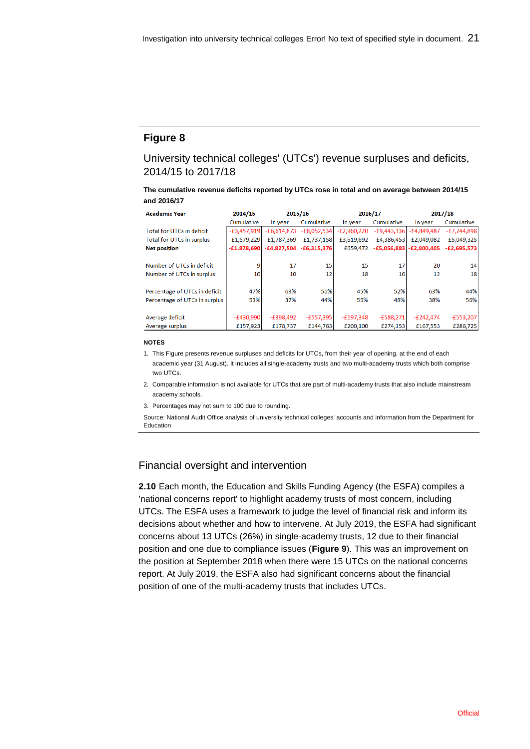## Figure 8

### University technical colleges' (UTCs') revenue surpluses and deficits, 2014/15 to 2017/18

**The cumulative revenue deficits reported by UTCs rose in total and on average between 2014/15 and 2016/17**

| Academic Year | 2014/15 | 2015/16 | | 2016/17 | | 2017/18 | |
|---|---|---|---|---|---|---|---|
| | Cumulative | In year | Cumulative | In year | Cumulative | In year | Cumulative |
| Total for UTCs in deficit | -£3,457,919 | -£6,614,873 | -£8,052,534 | -£2,960,220 | -£9,443,336 | -£4,849,487 | -£7,744,898 |
| Total for UTCs in surplus | £1,579,229 | £1,787,369 | £1,737,158 | £3,619,692 | £4,386,453 | £2,049,082 | £5,049,325 |
| **Net position** | **-£1,878,690** | **-£4,827,504** | **-£6,315,376** | £659,472 | **-£5,056,883** | **-£2,800,405** | **-£2,695,573** |
| | | | | | | | |
| Number of UTCs in deficit | 9 | 17 | 15 | 15 | 17 | 20 | 14 |
| Number of UTCs in surplus | 10 | 10 | 12 | 18 | 16 | 12 | 18 |
| | | | | | | | |
| Percentage of UTCs in deficit | 47% | 63% | 56% | 45% | 52% | 63% | 44% |
| Percentage of UTCs in surplus | 53% | 37% | 44% | 55% | 48% | 38% | 56% |
| | | | | | | | |
| Average deficit | -£430,990 | -£398,492 | -£557,395 | -£197,348 | -£588,271 | -£242,474 | -£553,207 |
| Average surplus | £157,923 | £178,737 | £144,763 | £200,100 | £274,153 | £167,553 | £286,725 |

**NOTES**

1. This Figure presents revenue surpluses and deficits for UTCs, from their year of opening, at the end of each academic year (31 August). It includes all single-academy trusts and two multi-academy trusts which both comprise two UTCs.
2. Comparable information is not available for UTCs that are part of multi-academy trusts that also include mainstream academy schools.
3. Percentages may not sum to 100 due to rounding.

Source: National Audit Office analysis of university technical colleges' accounts and information from the Department for Education

## Financial oversight and intervention

**2.10** Each month, the Education and Skills Funding Agency (the ESFA) compiles a 'national concerns report' to highlight academy trusts of most concern, including UTCs. The ESFA uses a framework to judge the level of financial risk and inform its decisions about whether and how to intervene. At July 2019, the ESFA had significant concerns about 13 UTCs (26%) in single-academy trusts, 12 due to their financial position and one due to compliance issues (**Figure 9**). This was an improvement on the position at September 2018 when there were 15 UTCs on the national concerns report. At July 2019, the ESFA also had significant concerns about the financial position of one of the multi-academy trusts that includes UTCs.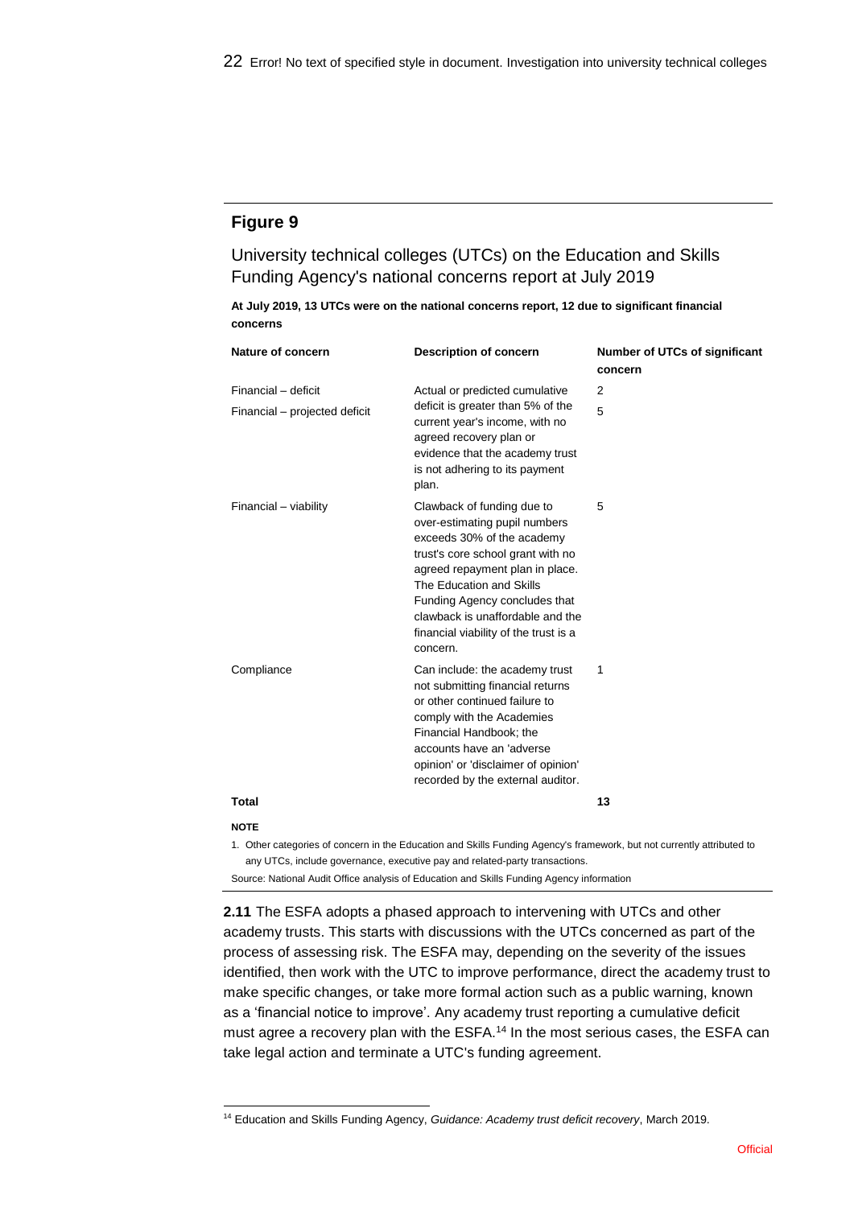## Figure 9

University technical colleges (UTCs) on the Education and Skills Funding Agency's national concerns report at July 2019

**At July 2019, 13 UTCs were on the national concerns report, 12 due to significant financial concerns**

| Nature of concern | Description of concern | Number of UTCs of significant concern |
|---|---|---|
| Financial – deficit | Actual or predicted cumulative deficit is greater than 5% of the current year's income, with no agreed recovery plan or evidence that the academy trust is not adhering to its payment plan. | 2 |
| Financial – projected deficit | | 5 |
| Financial – viability | Clawback of funding due to over-estimating pupil numbers exceeds 30% of the academy trust's core school grant with no agreed repayment plan in place. The Education and Skills Funding Agency concludes that clawback is unaffordable and the financial viability of the trust is a concern. | 5 |
| Compliance | Can include: the academy trust not submitting financial returns or other continued failure to comply with the Academies Financial Handbook; the accounts have an 'adverse opinion' or 'disclaimer of opinion' recorded by the external auditor. | 1 |
| **Total** | | **13** |

**NOTE**

1. Other categories of concern in the Education and Skills Funding Agency's framework, but not currently attributed to any UTCs, include governance, executive pay and related-party transactions.

Source: National Audit Office analysis of Education and Skills Funding Agency information

**2.11** The ESFA adopts a phased approach to intervening with UTCs and other academy trusts. This starts with discussions with the UTCs concerned as part of the process of assessing risk. The ESFA may, depending on the severity of the issues identified, then work with the UTC to improve performance, direct the academy trust to make specific changes, or take more formal action such as a public warning, known as a 'financial notice to improve'. Any academy trust reporting a cumulative deficit must agree a recovery plan with the ESFA.[14] In the most serious cases, the ESFA can take legal action and terminate a UTC's funding agreement.

[14] Education and Skills Funding Agency, *Guidance: Academy trust deficit recovery*, March 2019.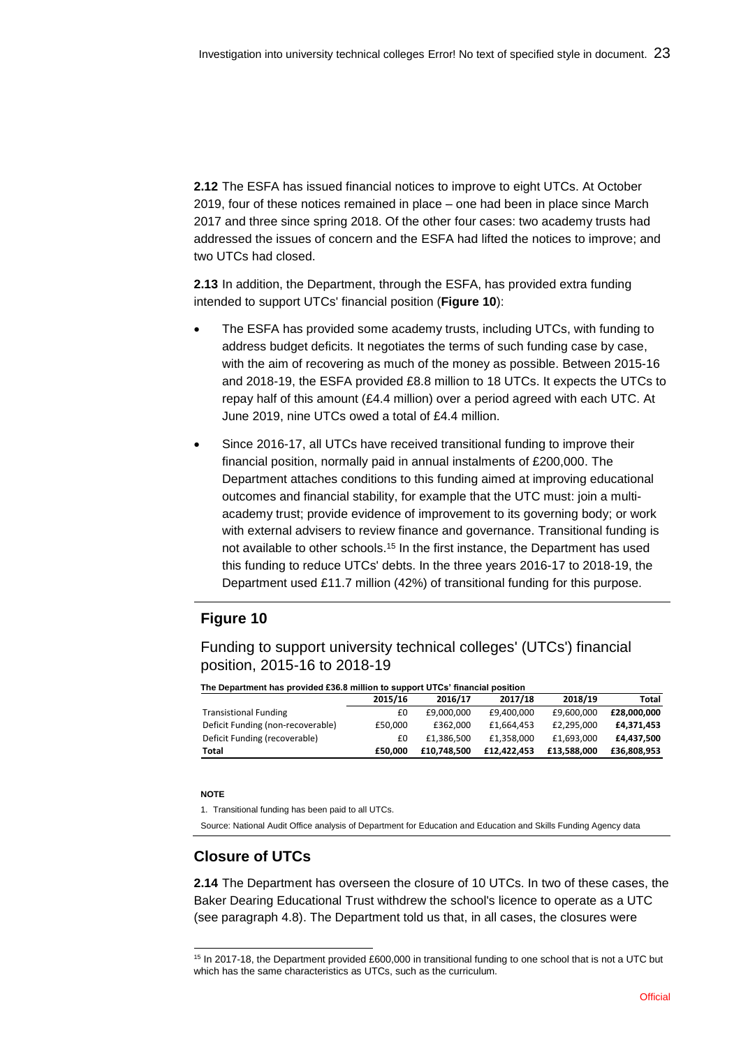**2.12** The ESFA has issued financial notices to improve to eight UTCs. At October 2019, four of these notices remained in place – one had been in place since March 2017 and three since spring 2018. Of the other four cases: two academy trusts had addressed the issues of concern and the ESFA had lifted the notices to improve; and two UTCs had closed.

**2.13** In addition, the Department, through the ESFA, has provided extra funding intended to support UTCs' financial position (**Figure 10**):

- The ESFA has provided some academy trusts, including UTCs, with funding to address budget deficits. It negotiates the terms of such funding case by case, with the aim of recovering as much of the money as possible. Between 2015-16 and 2018-19, the ESFA provided £8.8 million to 18 UTCs. It expects the UTCs to repay half of this amount (£4.4 million) over a period agreed with each UTC. At June 2019, nine UTCs owed a total of £4.4 million.
- Since 2016-17, all UTCs have received transitional funding to improve their financial position, normally paid in annual instalments of £200,000. The Department attaches conditions to this funding aimed at improving educational outcomes and financial stability, for example that the UTC must: join a multi-academy trust; provide evidence of improvement to its governing body; or work with external advisers to review finance and governance. Transitional funding is not available to other schools.[15] In the first instance, the Department has used this funding to reduce UTCs' debts. In the three years 2016-17 to 2018-19, the Department used £11.7 million (42%) of transitional funding for this purpose.

## Figure 10

Funding to support university technical colleges' (UTCs') financial position, 2015-16 to 2018-19

**The Department has provided £36.8 million to support UTCs' financial position**

| | 2015/16 | 2016/17 | 2017/18 | 2018/19 | Total |
|---|---|---|---|---|---|
| Transistional Funding | £0 | £9,000,000 | £9,400,000 | £9,600,000 | **£28,000,000** |
| Deficit Funding (non-recoverable) | £50,000 | £362,000 | £1,664,453 | £2,295,000 | **£4,371,453** |
| Deficit Funding (recoverable) | £0 | £1,386,500 | £1,358,000 | £1,693,000 | **£4,437,500** |
| **Total** | **£50,000** | **£10,748,500** | **£12,422,453** | **£13,588,000** | **£36,808,953** |

**NOTE**

1. Transitional funding has been paid to all UTCs.

Source: National Audit Office analysis of Department for Education and Education and Skills Funding Agency data

## Closure of UTCs

**2.14** The Department has overseen the closure of 10 UTCs. In two of these cases, the Baker Dearing Educational Trust withdrew the school's licence to operate as a UTC (see paragraph 4.8). The Department told us that, in all cases, the closures were

[15] In 2017-18, the Department provided £600,000 in transitional funding to one school that is not a UTC but which has the same characteristics as UTCs, such as the curriculum.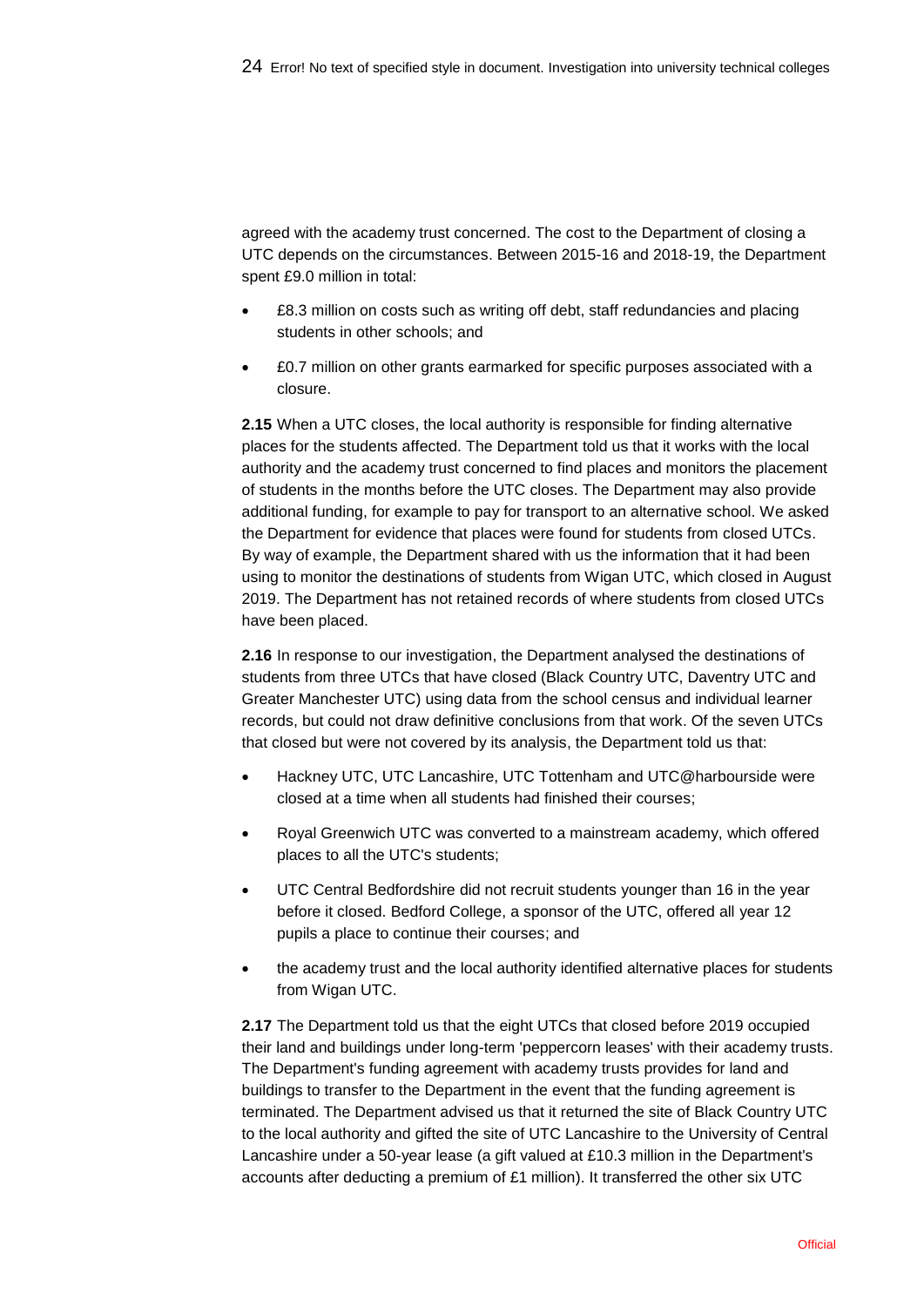agreed with the academy trust concerned. The cost to the Department of closing a UTC depends on the circumstances. Between 2015-16 and 2018-19, the Department spent £9.0 million in total:

- £8.3 million on costs such as writing off debt, staff redundancies and placing students in other schools; and
- £0.7 million on other grants earmarked for specific purposes associated with a closure.

**2.15** When a UTC closes, the local authority is responsible for finding alternative places for the students affected. The Department told us that it works with the local authority and the academy trust concerned to find places and monitors the placement of students in the months before the UTC closes. The Department may also provide additional funding, for example to pay for transport to an alternative school. We asked the Department for evidence that places were found for students from closed UTCs. By way of example, the Department shared with us the information that it had been using to monitor the destinations of students from Wigan UTC, which closed in August 2019. The Department has not retained records of where students from closed UTCs have been placed.

**2.16** In response to our investigation, the Department analysed the destinations of students from three UTCs that have closed (Black Country UTC, Daventry UTC and Greater Manchester UTC) using data from the school census and individual learner records, but could not draw definitive conclusions from that work. Of the seven UTCs that closed but were not covered by its analysis, the Department told us that:

- Hackney UTC, UTC Lancashire, UTC Tottenham and UTC@harbourside were closed at a time when all students had finished their courses;
- Royal Greenwich UTC was converted to a mainstream academy, which offered places to all the UTC's students;
- UTC Central Bedfordshire did not recruit students younger than 16 in the year before it closed. Bedford College, a sponsor of the UTC, offered all year 12 pupils a place to continue their courses; and
- the academy trust and the local authority identified alternative places for students from Wigan UTC.

**2.17** The Department told us that the eight UTCs that closed before 2019 occupied their land and buildings under long-term 'peppercorn leases' with their academy trusts. The Department's funding agreement with academy trusts provides for land and buildings to transfer to the Department in the event that the funding agreement is terminated. The Department advised us that it returned the site of Black Country UTC to the local authority and gifted the site of UTC Lancashire to the University of Central Lancashire under a 50-year lease (a gift valued at £10.3 million in the Department's accounts after deducting a premium of £1 million). It transferred the other six UTC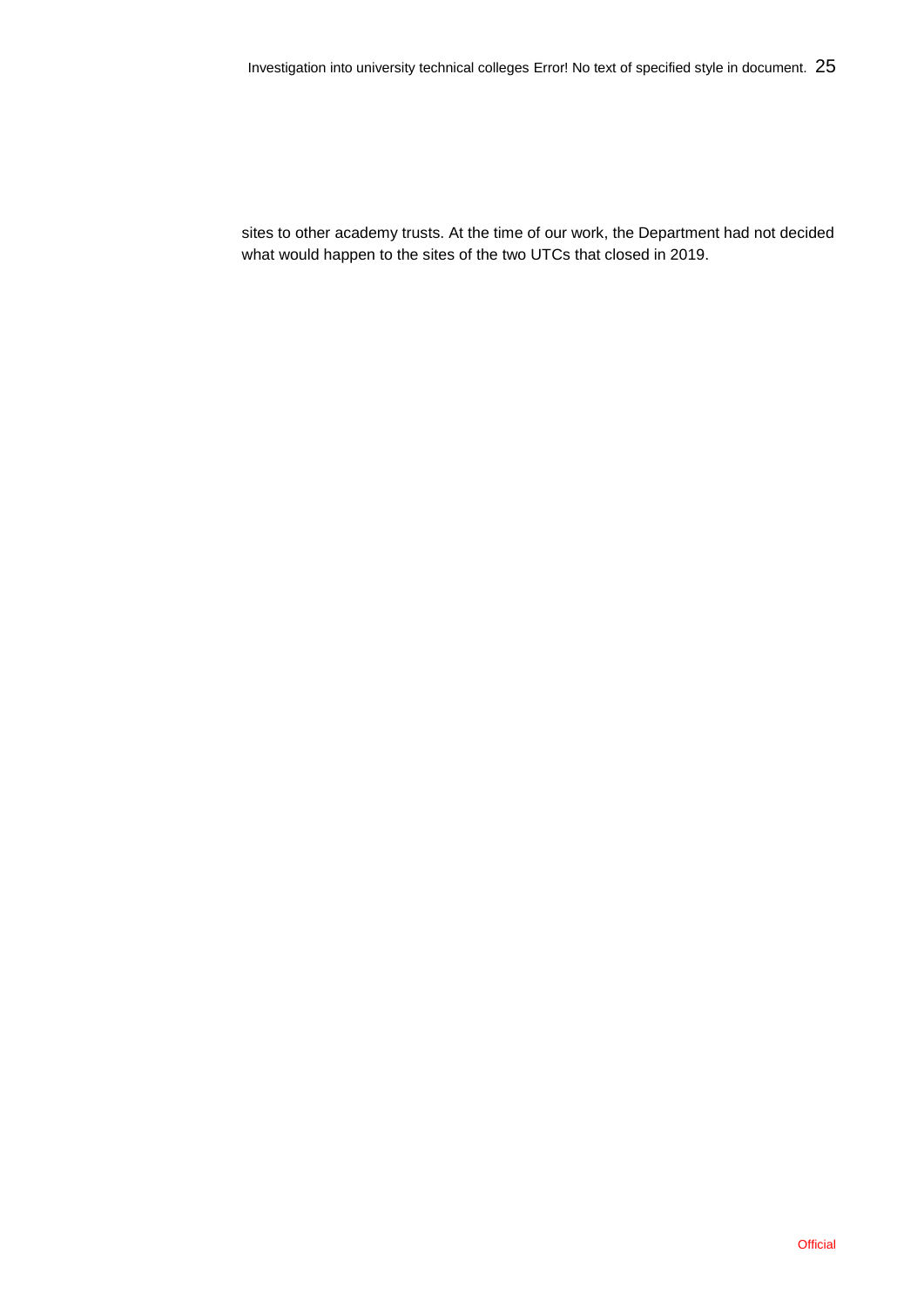sites to other academy trusts. At the time of our work, the Department had not decided what would happen to the sites of the two UTCs that closed in 2019.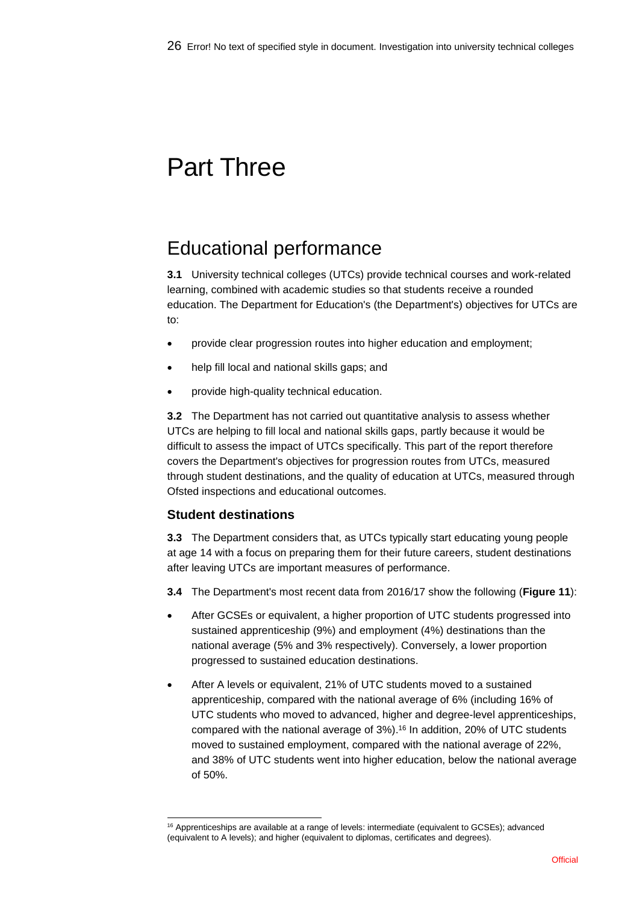# Part Three

## Educational performance

**3.1** University technical colleges (UTCs) provide technical courses and work-related learning, combined with academic studies so that students receive a rounded education. The Department for Education's (the Department's) objectives for UTCs are to:

- provide clear progression routes into higher education and employment;
- help fill local and national skills gaps; and
- provide high-quality technical education.

**3.2** The Department has not carried out quantitative analysis to assess whether UTCs are helping to fill local and national skills gaps, partly because it would be difficult to assess the impact of UTCs specifically. This part of the report therefore covers the Department's objectives for progression routes from UTCs, measured through student destinations, and the quality of education at UTCs, measured through Ofsted inspections and educational outcomes.

### Student destinations

**3.3** The Department considers that, as UTCs typically start educating young people at age 14 with a focus on preparing them for their future careers, student destinations after leaving UTCs are important measures of performance.

**3.4** The Department's most recent data from 2016/17 show the following (**Figure 11**):

- After GCSEs or equivalent, a higher proportion of UTC students progressed into sustained apprenticeship (9%) and employment (4%) destinations than the national average (5% and 3% respectively). Conversely, a lower proportion progressed to sustained education destinations.
- After A levels or equivalent, 21% of UTC students moved to a sustained apprenticeship, compared with the national average of 6% (including 16% of UTC students who moved to advanced, higher and degree-level apprenticeships, compared with the national average of 3%).[16] In addition, 20% of UTC students moved to sustained employment, compared with the national average of 22%, and 38% of UTC students went into higher education, below the national average of 50%.

[16] Apprenticeships are available at a range of levels: intermediate (equivalent to GCSEs); advanced (equivalent to A levels); and higher (equivalent to diplomas, certificates and degrees).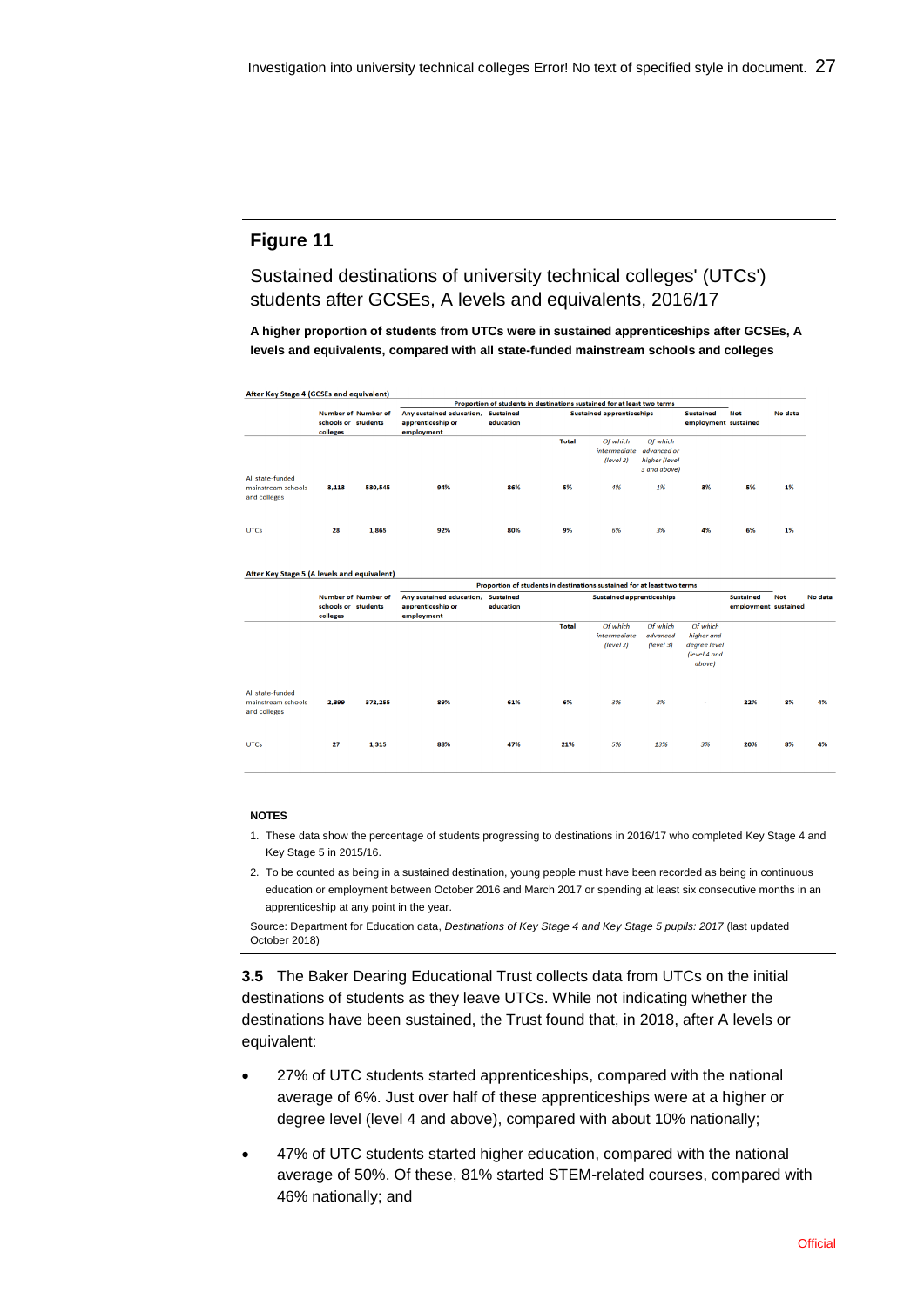## Figure 11

Sustained destinations of university technical colleges' (UTCs') students after GCSEs, A levels and equivalents, 2016/17

**A higher proportion of students from UTCs were in sustained apprenticeships after GCSEs, A levels and equivalents, compared with all state-funded mainstream schools and colleges**

**After Key Stage 4 (GCSEs and equivalent)**

| | Number of schools or colleges | Number of students | Proportion of students in destinations sustained for at least two terms | | | | | | | |
|---|---|---|---|---|---|---|---|---|---|---|
| | | | Any sustained education, apprenticeship or employment | Sustained education | Sustained apprenticeships | | | Sustained employment | Not sustained | No data |
| | | | | | Total | *Of which intermediate (level 2)* | *Of which advanced or higher (level 3 and above)* | | | |
| All state-funded mainstream schools and colleges | 3,113 | 530,545 | 94% | 86% | 5% | *4%* | *1%* | 3% | 5% | 1% |
| UTCs | 28 | 1,865 | 92% | 80% | 9% | *6%* | *3%* | 4% | 6% | 1% |

**After Key Stage 5 (A levels and equivalent)**

| | Number of schools or colleges | Number of students | Proportion of students in destinations sustained for at least two terms | | | | | | | | |
|---|---|---|---|---|---|---|---|---|---|---|---|
| | | | Any sustained education, apprenticeship or employment | Sustained education | Sustained apprenticeships | | | | Sustained employment | Not sustained | No data |
| | | | | | Total | *Of which intermediate (level 2)* | *Of which advanced (level 3)* | *Of which higher and degree level (level 4 and above)* | | | |
| All state-funded mainstream schools and colleges | 2,399 | 372,255 | 89% | 61% | 6% | *3%* | *3%* | - | 22% | 8% | 4% |
| UTCs | 27 | 1,315 | 88% | 47% | 21% | *5%* | *13%* | *3%* | 20% | 8% | 4% |

**NOTES**

1. These data show the percentage of students progressing to destinations in 2016/17 who completed Key Stage 4 and Key Stage 5 in 2015/16.
2. To be counted as being in a sustained destination, young people must have been recorded as being in continuous education or employment between October 2016 and March 2017 or spending at least six consecutive months in an apprenticeship at any point in the year.

Source: Department for Education data, *Destinations of Key Stage 4 and Key Stage 5 pupils: 2017* (last updated October 2018)

**3.5** The Baker Dearing Educational Trust collects data from UTCs on the initial destinations of students as they leave UTCs. While not indicating whether the destinations have been sustained, the Trust found that, in 2018, after A levels or equivalent:

- 27% of UTC students started apprenticeships, compared with the national average of 6%. Just over half of these apprenticeships were at a higher or degree level (level 4 and above), compared with about 10% nationally;
- 47% of UTC students started higher education, compared with the national average of 50%. Of these, 81% started STEM-related courses, compared with 46% nationally; and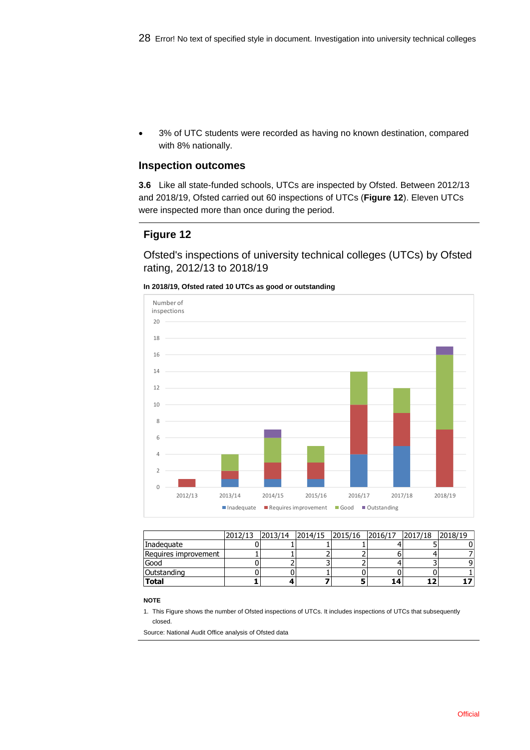- 3% of UTC students were recorded as having no known destination, compared with 8% nationally.

## Inspection outcomes

**3.6** Like all state-funded schools, UTCs are inspected by Ofsted. Between 2012/13 and 2018/19, Ofsted carried out 60 inspections of UTCs (**Figure 12**). Eleven UTCs were inspected more than once during the period.

### Figure 12

Ofsted's inspections of university technical colleges (UTCs) by Ofsted rating, 2012/13 to 2018/19

**In 2018/19, Ofsted rated 10 UTCs as good or outstanding**

| | 2012/13 | 2013/14 | 2014/15 | 2015/16 | 2016/17 | 2017/18 | 2018/19 |
|---|---|---|---|---|---|---|---|
| Inadequate | 0 | 1 | 1 | 1 | 4 | 5 | 0 |
| Requires improvement | 1 | 1 | 2 | 2 | 6 | 4 | 7 |
| Good | 0 | 2 | 3 | 2 | 4 | 3 | 9 |
| Outstanding | 0 | 0 | 1 | 0 | 0 | 0 | 1 |
| **Total** | **1** | **4** | **7** | **5** | **14** | **12** | **17** |

**NOTE**

1. This Figure shows the number of Ofsted inspections of UTCs. It includes inspections of UTCs that subsequently closed.

Source: National Audit Office analysis of Ofsted data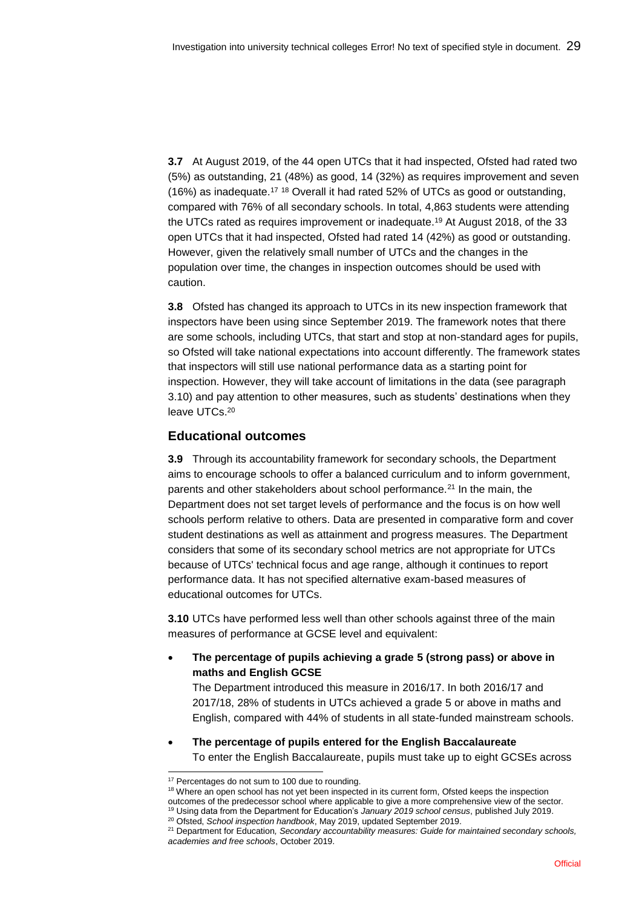**3.7** At August 2019, of the 44 open UTCs that it had inspected, Ofsted had rated two (5%) as outstanding, 21 (48%) as good, 14 (32%) as requires improvement and seven (16%) as inadequate.[17] [18] Overall it had rated 52% of UTCs as good or outstanding, compared with 76% of all secondary schools. In total, 4,863 students were attending the UTCs rated as requires improvement or inadequate.[19] At August 2018, of the 33 open UTCs that it had inspected, Ofsted had rated 14 (42%) as good or outstanding. However, given the relatively small number of UTCs and the changes in the population over time, the changes in inspection outcomes should be used with caution.

**3.8** Ofsted has changed its approach to UTCs in its new inspection framework that inspectors have been using since September 2019. The framework notes that there are some schools, including UTCs, that start and stop at non-standard ages for pupils, so Ofsted will take national expectations into account differently. The framework states that inspectors will still use national performance data as a starting point for inspection. However, they will take account of limitations in the data (see paragraph 3.10) and pay attention to other measures, such as students' destinations when they leave UTCs.[20]

## Educational outcomes

**3.9** Through its accountability framework for secondary schools, the Department aims to encourage schools to offer a balanced curriculum and to inform government, parents and other stakeholders about school performance.[21] In the main, the Department does not set target levels of performance and the focus is on how well schools perform relative to others. Data are presented in comparative form and cover student destinations as well as attainment and progress measures. The Department considers that some of its secondary school metrics are not appropriate for UTCs because of UTCs' technical focus and age range, although it continues to report performance data. It has not specified alternative exam-based measures of educational outcomes for UTCs.

**3.10** UTCs have performed less well than other schools against three of the main measures of performance at GCSE level and equivalent:

- **The percentage of pupils achieving a grade 5 (strong pass) or above in maths and English GCSE**
  The Department introduced this measure in 2016/17. In both 2016/17 and 2017/18, 28% of students in UTCs achieved a grade 5 or above in maths and English, compared with 44% of students in all state-funded mainstream schools.
- **The percentage of pupils entered for the English Baccalaureate**
  To enter the English Baccalaureate, pupils must take up to eight GCSEs across

---

[17] Percentages do not sum to 100 due to rounding.

[18] Where an open school has not yet been inspected in its current form, Ofsted keeps the inspection outcomes of the predecessor school where applicable to give a more comprehensive view of the sector.

[19] Using data from the Department for Education's *January 2019 school census*, published July 2019.

[20] Ofsted, *School inspection handbook*, May 2019, updated September 2019.

[21] Department for Education*, Secondary accountability measures: Guide for maintained secondary schools, academies and free schools*, October 2019.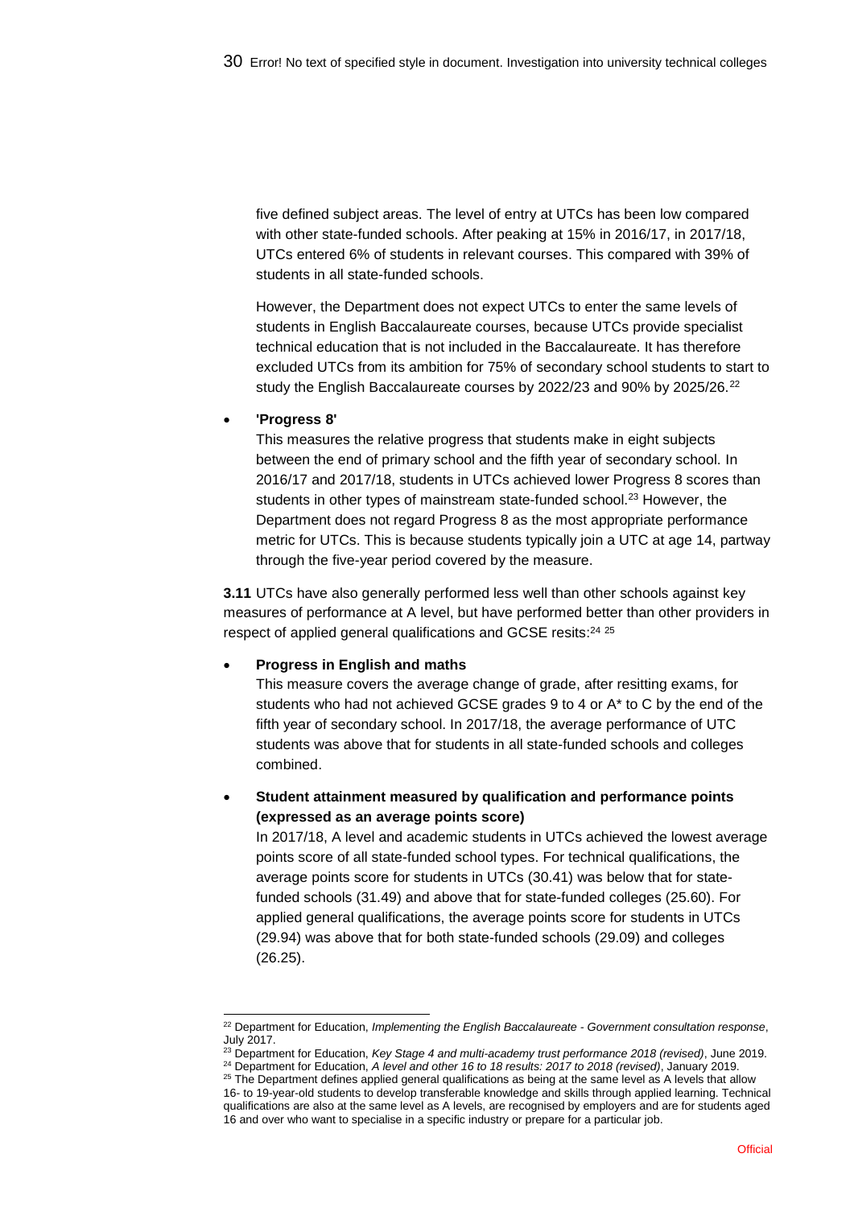five defined subject areas. The level of entry at UTCs has been low compared with other state-funded schools. After peaking at 15% in 2016/17, in 2017/18, UTCs entered 6% of students in relevant courses. This compared with 39% of students in all state-funded schools.

However, the Department does not expect UTCs to enter the same levels of students in English Baccalaureate courses, because UTCs provide specialist technical education that is not included in the Baccalaureate. It has therefore excluded UTCs from its ambition for 75% of secondary school students to start to study the English Baccalaureate courses by 2022/23 and 90% by 2025/26.[22]

- **'Progress 8'**

  This measures the relative progress that students make in eight subjects between the end of primary school and the fifth year of secondary school. In 2016/17 and 2017/18, students in UTCs achieved lower Progress 8 scores than students in other types of mainstream state-funded school.[23] However, the Department does not regard Progress 8 as the most appropriate performance metric for UTCs. This is because students typically join a UTC at age 14, partway through the five-year period covered by the measure.

**3.11** UTCs have also generally performed less well than other schools against key measures of performance at A level, but have performed better than other providers in respect of applied general qualifications and GCSE resits:[24] [25]

- **Progress in English and maths**

  This measure covers the average change of grade, after resitting exams, for students who had not achieved GCSE grades 9 to 4 or A* to C by the end of the fifth year of secondary school. In 2017/18, the average performance of UTC students was above that for students in all state-funded schools and colleges combined.

- **Student attainment measured by qualification and performance points (expressed as an average points score)**

  In 2017/18, A level and academic students in UTCs achieved the lowest average points score of all state-funded school types. For technical qualifications, the average points score for students in UTCs (30.41) was below that for state-funded schools (31.49) and above that for state-funded colleges (25.60). For applied general qualifications, the average points score for students in UTCs (29.94) was above that for both state-funded schools (29.09) and colleges (26.25).

---

[22] Department for Education, *Implementing the English Baccalaureate - Government consultation response*, July 2017.

[23] Department for Education, *Key Stage 4 and multi-academy trust performance 2018 (revised)*, June 2019.

[24] Department for Education, *A level and other 16 to 18 results: 2017 to 2018 (revised)*, January 2019.

[25] The Department defines applied general qualifications as being at the same level as A levels that allow 16- to 19-year-old students to develop transferable knowledge and skills through applied learning. Technical qualifications are also at the same level as A levels, are recognised by employers and are for students aged 16 and over who want to specialise in a specific industry or prepare for a particular job.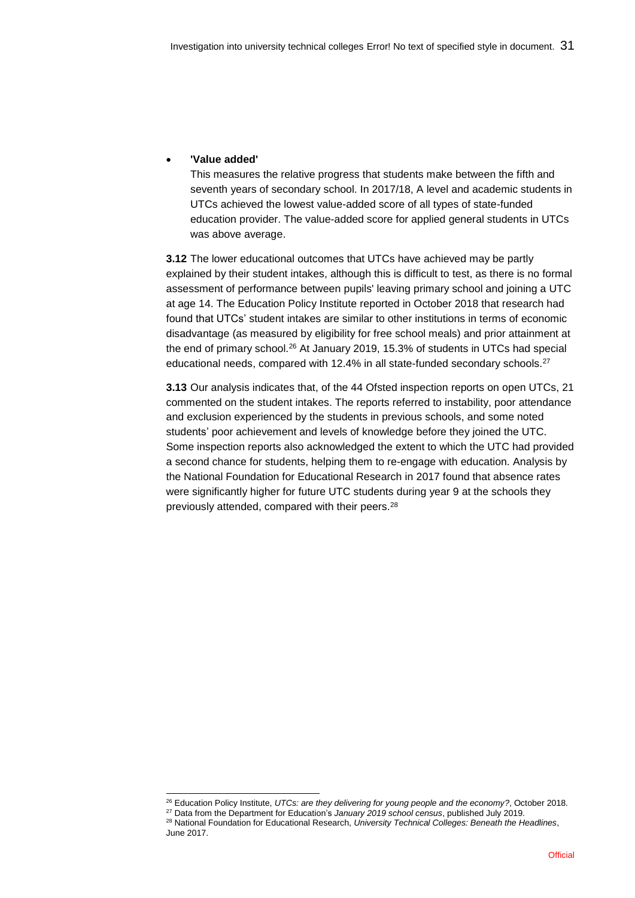- **'Value added'**
  This measures the relative progress that students make between the fifth and seventh years of secondary school. In 2017/18, A level and academic students in UTCs achieved the lowest value-added score of all types of state-funded education provider. The value-added score for applied general students in UTCs was above average.

**3.12** The lower educational outcomes that UTCs have achieved may be partly explained by their student intakes, although this is difficult to test, as there is no formal assessment of performance between pupils' leaving primary school and joining a UTC at age 14. The Education Policy Institute reported in October 2018 that research had found that UTCs' student intakes are similar to other institutions in terms of economic disadvantage (as measured by eligibility for free school meals) and prior attainment at the end of primary school.[26] At January 2019, 15.3% of students in UTCs had special educational needs, compared with 12.4% in all state-funded secondary schools.[27]

**3.13** Our analysis indicates that, of the 44 Ofsted inspection reports on open UTCs, 21 commented on the student intakes. The reports referred to instability, poor attendance and exclusion experienced by the students in previous schools, and some noted students' poor achievement and levels of knowledge before they joined the UTC. Some inspection reports also acknowledged the extent to which the UTC had provided a second chance for students, helping them to re-engage with education. Analysis by the National Foundation for Educational Research in 2017 found that absence rates were significantly higher for future UTC students during year 9 at the schools they previously attended, compared with their peers.[28]

[26] Education Policy Institute, *UTCs: are they delivering for young people and the economy?*, October 2018.

[27] Data from the Department for Education's *January 2019 school census*, published July 2019.

[28] National Foundation for Educational Research, *University Technical Colleges: Beneath the Headlines*, June 2017.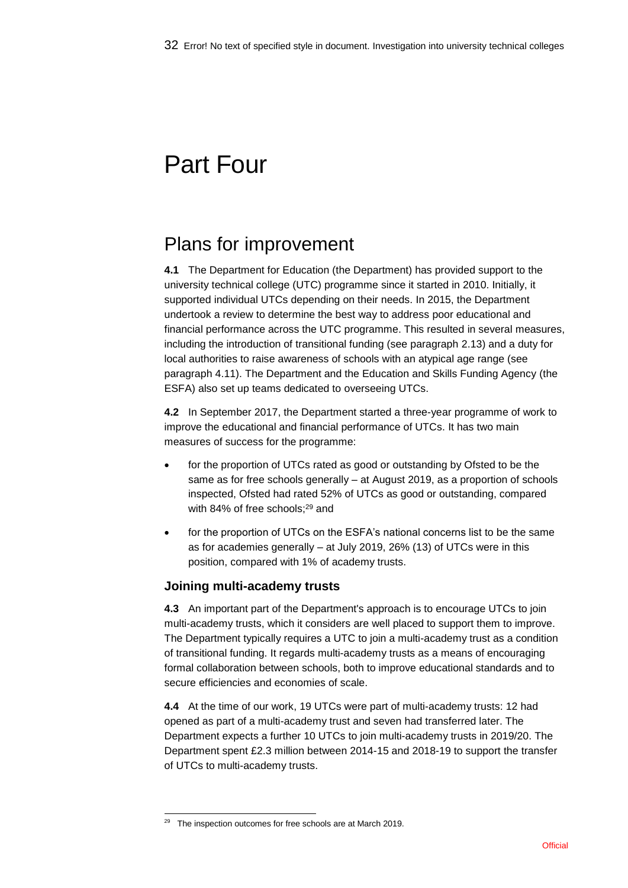# Part Four

## Plans for improvement

**4.1** The Department for Education (the Department) has provided support to the university technical college (UTC) programme since it started in 2010. Initially, it supported individual UTCs depending on their needs. In 2015, the Department undertook a review to determine the best way to address poor educational and financial performance across the UTC programme. This resulted in several measures, including the introduction of transitional funding (see paragraph 2.13) and a duty for local authorities to raise awareness of schools with an atypical age range (see paragraph 4.11). The Department and the Education and Skills Funding Agency (the ESFA) also set up teams dedicated to overseeing UTCs.

**4.2** In September 2017, the Department started a three-year programme of work to improve the educational and financial performance of UTCs. It has two main measures of success for the programme:

- for the proportion of UTCs rated as good or outstanding by Ofsted to be the same as for free schools generally – at August 2019, as a proportion of schools inspected, Ofsted had rated 52% of UTCs as good or outstanding, compared with 84% of free schools;[29] and
- for the proportion of UTCs on the ESFA's national concerns list to be the same as for academies generally – at July 2019, 26% (13) of UTCs were in this position, compared with 1% of academy trusts.

### Joining multi-academy trusts

**4.3** An important part of the Department's approach is to encourage UTCs to join multi-academy trusts, which it considers are well placed to support them to improve. The Department typically requires a UTC to join a multi-academy trust as a condition of transitional funding. It regards multi-academy trusts as a means of encouraging formal collaboration between schools, both to improve educational standards and to secure efficiencies and economies of scale.

**4.4** At the time of our work, 19 UTCs were part of multi-academy trusts: 12 had opened as part of a multi-academy trust and seven had transferred later. The Department expects a further 10 UTCs to join multi-academy trusts in 2019/20. The Department spent £2.3 million between 2014-15 and 2018-19 to support the transfer of UTCs to multi-academy trusts.

[29] The inspection outcomes for free schools are at March 2019.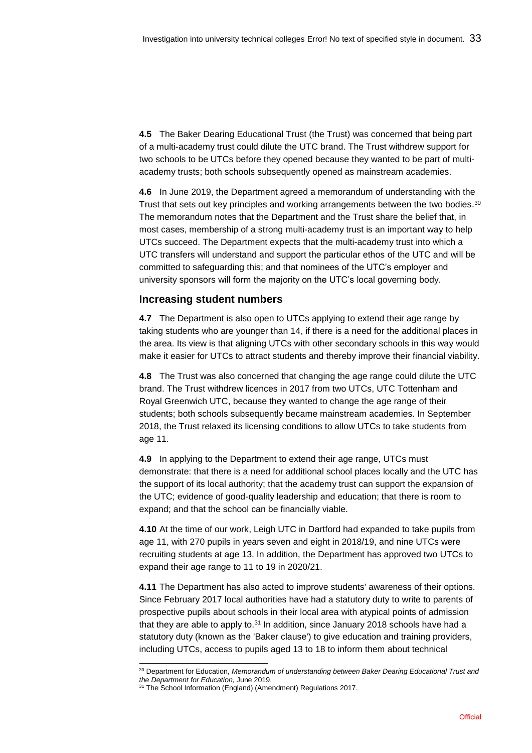**4.5** The Baker Dearing Educational Trust (the Trust) was concerned that being part of a multi-academy trust could dilute the UTC brand. The Trust withdrew support for two schools to be UTCs before they opened because they wanted to be part of multi-academy trusts; both schools subsequently opened as mainstream academies.

**4.6** In June 2019, the Department agreed a memorandum of understanding with the Trust that sets out key principles and working arrangements between the two bodies.[30] The memorandum notes that the Department and the Trust share the belief that, in most cases, membership of a strong multi-academy trust is an important way to help UTCs succeed. The Department expects that the multi-academy trust into which a UTC transfers will understand and support the particular ethos of the UTC and will be committed to safeguarding this; and that nominees of the UTC's employer and university sponsors will form the majority on the UTC's local governing body.

### Increasing student numbers

**4.7** The Department is also open to UTCs applying to extend their age range by taking students who are younger than 14, if there is a need for the additional places in the area. Its view is that aligning UTCs with other secondary schools in this way would make it easier for UTCs to attract students and thereby improve their financial viability.

**4.8** The Trust was also concerned that changing the age range could dilute the UTC brand. The Trust withdrew licences in 2017 from two UTCs, UTC Tottenham and Royal Greenwich UTC, because they wanted to change the age range of their students; both schools subsequently became mainstream academies. In September 2018, the Trust relaxed its licensing conditions to allow UTCs to take students from age 11.

**4.9** In applying to the Department to extend their age range, UTCs must demonstrate: that there is a need for additional school places locally and the UTC has the support of its local authority; that the academy trust can support the expansion of the UTC; evidence of good-quality leadership and education; that there is room to expand; and that the school can be financially viable.

**4.10** At the time of our work, Leigh UTC in Dartford had expanded to take pupils from age 11, with 270 pupils in years seven and eight in 2018/19, and nine UTCs were recruiting students at age 13. In addition, the Department has approved two UTCs to expand their age range to 11 to 19 in 2020/21.

**4.11** The Department has also acted to improve students' awareness of their options. Since February 2017 local authorities have had a statutory duty to write to parents of prospective pupils about schools in their local area with atypical points of admission that they are able to apply to.[31] In addition, since January 2018 schools have had a statutory duty (known as the 'Baker clause') to give education and training providers, including UTCs, access to pupils aged 13 to 18 to inform them about technical

---

[30] Department for Education, *Memorandum of understanding between Baker Dearing Educational Trust and the Department for Education*, June 2019.

[31] The School Information (England) (Amendment) Regulations 2017.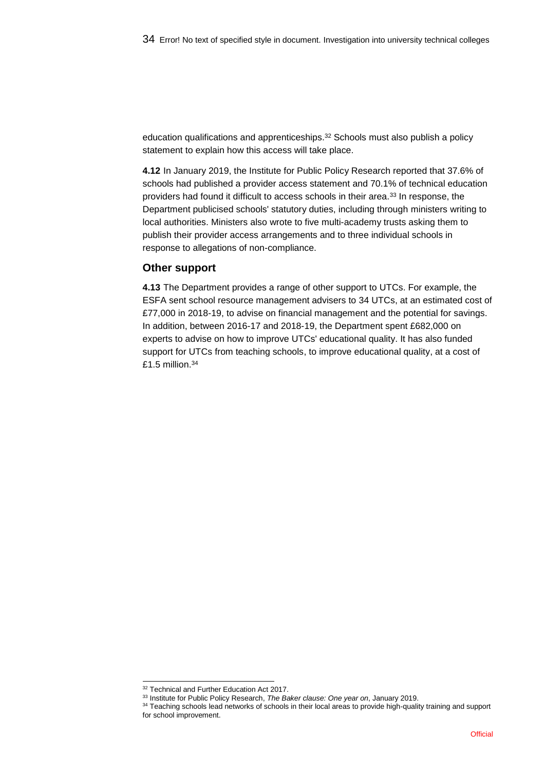education qualifications and apprenticeships.[32] Schools must also publish a policy statement to explain how this access will take place.

**4.12** In January 2019, the Institute for Public Policy Research reported that 37.6% of schools had published a provider access statement and 70.1% of technical education providers had found it difficult to access schools in their area.[33] In response, the Department publicised schools' statutory duties, including through ministers writing to local authorities. Ministers also wrote to five multi-academy trusts asking them to publish their provider access arrangements and to three individual schools in response to allegations of non-compliance.

## Other support

**4.13** The Department provides a range of other support to UTCs. For example, the ESFA sent school resource management advisers to 34 UTCs, at an estimated cost of £77,000 in 2018-19, to advise on financial management and the potential for savings. In addition, between 2016-17 and 2018-19, the Department spent £682,000 on experts to advise on how to improve UTCs' educational quality. It has also funded support for UTCs from teaching schools, to improve educational quality, at a cost of £1.5 million.[34]

[32] Technical and Further Education Act 2017.

[33] Institute for Public Policy Research, *The Baker clause: One year on*, January 2019.

[34] Teaching schools lead networks of schools in their local areas to provide high-quality training and support for school improvement.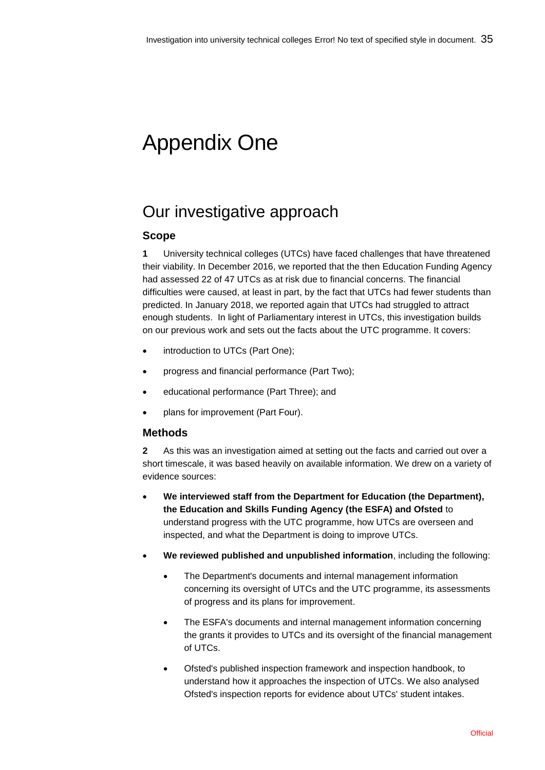# Appendix One

## Our investigative approach

### Scope

**1** University technical colleges (UTCs) have faced challenges that have threatened their viability. In December 2016, we reported that the then Education Funding Agency had assessed 22 of 47 UTCs as at risk due to financial concerns. The financial difficulties were caused, at least in part, by the fact that UTCs had fewer students than predicted. In January 2018, we reported again that UTCs had struggled to attract enough students. In light of Parliamentary interest in UTCs, this investigation builds on our previous work and sets out the facts about the UTC programme. It covers:

- introduction to UTCs (Part One);
- progress and financial performance (Part Two);
- educational performance (Part Three); and
- plans for improvement (Part Four).

### Methods

**2** As this was an investigation aimed at setting out the facts and carried out over a short timescale, it was based heavily on available information. We drew on a variety of evidence sources:

- **We interviewed staff from the Department for Education (the Department), the Education and Skills Funding Agency (the ESFA) and Ofsted** to understand progress with the UTC programme, how UTCs are overseen and inspected, and what the Department is doing to improve UTCs.
- **We reviewed published and unpublished information**, including the following:
  - The Department's documents and internal management information concerning its oversight of UTCs and the UTC programme, its assessments of progress and its plans for improvement.
  - The ESFA's documents and internal management information concerning the grants it provides to UTCs and its oversight of the financial management of UTCs.
  - Ofsted's published inspection framework and inspection handbook, to understand how it approaches the inspection of UTCs. We also analysed Ofsted's inspection reports for evidence about UTCs' student intakes.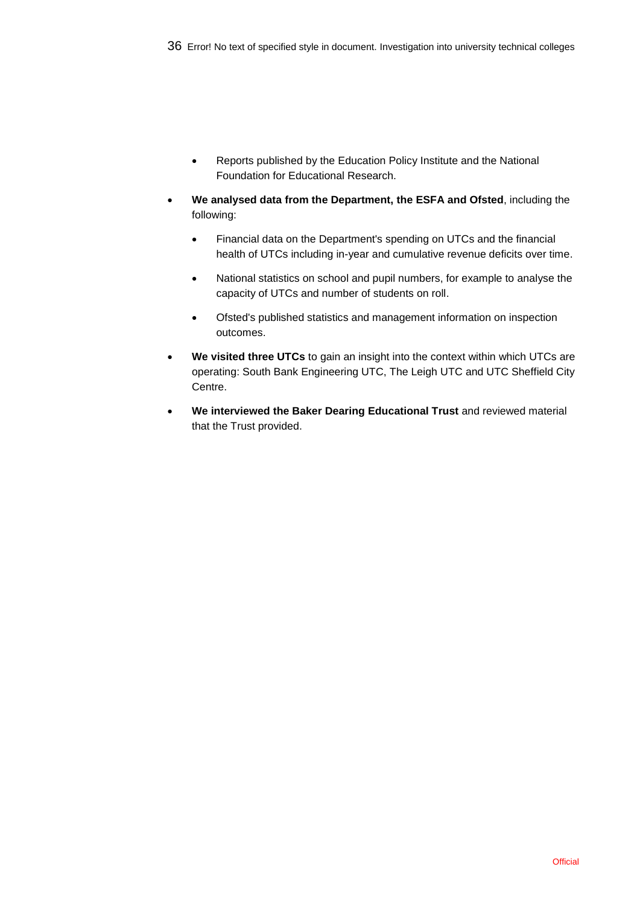- Reports published by the Education Policy Institute and the National Foundation for Educational Research.

- **We analysed data from the Department, the ESFA and Ofsted**, including the following:
  - Financial data on the Department's spending on UTCs and the financial health of UTCs including in-year and cumulative revenue deficits over time.
  - National statistics on school and pupil numbers, for example to analyse the capacity of UTCs and number of students on roll.
  - Ofsted's published statistics and management information on inspection outcomes.

- **We visited three UTCs** to gain an insight into the context within which UTCs are operating: South Bank Engineering UTC, The Leigh UTC and UTC Sheffield City Centre.

- **We interviewed the Baker Dearing Educational Trust** and reviewed material that the Trust provided.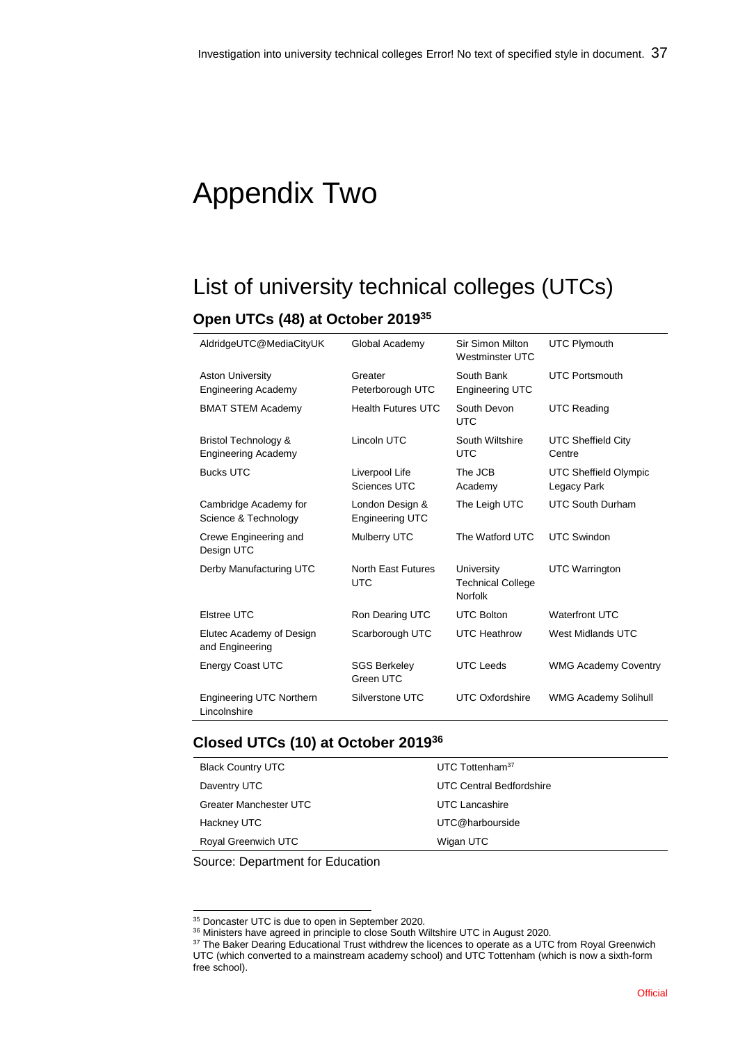# Appendix Two

## List of university technical colleges (UTCs)

### Open UTCs (48) at October 2019[35]

| | | | |
|---|---|---|---|
| AldridgeUTC@MediaCityUK | Global Academy | Sir Simon Milton Westminster UTC | UTC Plymouth |
| Aston University Engineering Academy | Greater Peterborough UTC | South Bank Engineering UTC | UTC Portsmouth |
| BMAT STEM Academy | Health Futures UTC | South Devon UTC | UTC Reading |
| Bristol Technology & Engineering Academy | Lincoln UTC | South Wiltshire UTC | UTC Sheffield City Centre |
| Bucks UTC | Liverpool Life Sciences UTC | The JCB Academy | UTC Sheffield Olympic Legacy Park |
| Cambridge Academy for Science & Technology | London Design & Engineering UTC | The Leigh UTC | UTC South Durham |
| Crewe Engineering and Design UTC | Mulberry UTC | The Watford UTC | UTC Swindon |
| Derby Manufacturing UTC | North East Futures UTC | University Technical College Norfolk | UTC Warrington |
| Elstree UTC | Ron Dearing UTC | UTC Bolton | Waterfront UTC |
| Elutec Academy of Design and Engineering | Scarborough UTC | UTC Heathrow | West Midlands UTC |
| Energy Coast UTC | SGS Berkeley Green UTC | UTC Leeds | WMG Academy Coventry |
| Engineering UTC Northern Lincolnshire | Silverstone UTC | UTC Oxfordshire | WMG Academy Solihull |

### Closed UTCs (10) at October 2019[36]

| | |
|---|---|
| Black Country UTC | UTC Tottenham[37] |
| Daventry UTC | UTC Central Bedfordshire |
| Greater Manchester UTC | UTC Lancashire |
| Hackney UTC | UTC@harbourside |
| Royal Greenwich UTC | Wigan UTC |

Source: Department for Education

[35] Doncaster UTC is due to open in September 2020.

[36] Ministers have agreed in principle to close South Wiltshire UTC in August 2020.

[37] The Baker Dearing Educational Trust withdrew the licences to operate as a UTC from Royal Greenwich UTC (which converted to a mainstream academy school) and UTC Tottenham (which is now a sixth-form free school).